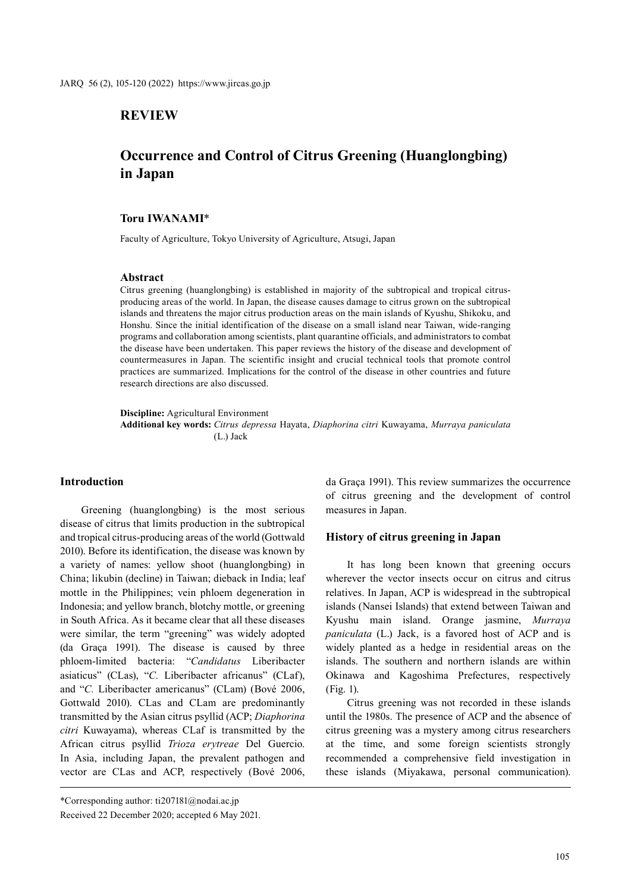## REVIEW

# Occurrence and Control of Citrus Greening (Huanglongbing) in Japan

**Toru IWANAMI***

Faculty of Agriculture, Tokyo University of Agriculture, Atsugi, Japan

### Abstract

Citrus greening (huanglongbing) is established in majority of the subtropical and tropical citrus-producing areas of the world. In Japan, the disease causes damage to citrus grown on the subtropical islands and threatens the major citrus production areas on the main islands of Kyushu, Shikoku, and Honshu. Since the initial identification of the disease on a small island near Taiwan, wide-ranging programs and collaboration among scientists, plant quarantine officials, and administrators to combat the disease have been undertaken. This paper reviews the history of the disease and development of countermeasures in Japan. The scientific insight and crucial technical tools that promote control practices are summarized. Implications for the control of the disease in other countries and future research directions are also discussed.

**Discipline:** Agricultural Environment
**Additional key words:** *Citrus depressa* Hayata, *Diaphorina citri* Kuwayama, *Murraya paniculata* (L.) Jack

## Introduction

Greening (huanglongbing) is the most serious disease of citrus that limits production in the subtropical and tropical citrus-producing areas of the world (Gottwald 2010). Before its identification, the disease was known by a variety of names: yellow shoot (huanglongbing) in China; likubin (decline) in Taiwan; dieback in India; leaf mottle in the Philippines; vein phloem degeneration in Indonesia; and yellow branch, blotchy mottle, or greening in South Africa. As it became clear that all these diseases were similar, the term "greening" was widely adopted (da Graça 1991). The disease is caused by three phloem-limited bacteria: "*Candidatus* Liberibacter asiaticus" (CLas), "*C.* Liberibacter africanus" (CLaf), and "*C.* Liberibacter americanus" (CLam) (Bové 2006, Gottwald 2010). CLas and CLam are predominantly transmitted by the Asian citrus psyllid (ACP; *Diaphorina citri* Kuwayama), whereas CLaf is transmitted by the African citrus psyllid *Trioza erytreae* Del Guercio. In Asia, including Japan, the prevalent pathogen and vector are CLas and ACP, respectively (Bové 2006, da Graça 1991). This review summarizes the occurrence of citrus greening and the development of control measures in Japan.

## History of citrus greening in Japan

It has long been known that greening occurs wherever the vector insects occur on citrus and citrus relatives. In Japan, ACP is widespread in the subtropical islands (Nansei Islands) that extend between Taiwan and Kyushu main island. Orange jasmine, *Murraya paniculata* (L.) Jack, is a favored host of ACP and is widely planted as a hedge in residential areas on the islands. The southern and northern islands are within Okinawa and Kagoshima Prefectures, respectively (Fig. 1).

Citrus greening was not recorded in these islands until the 1980s. The presence of ACP and the absence of citrus greening was a mystery among citrus researchers at the time, and some foreign scientists strongly recommended a comprehensive field investigation in these islands (Miyakawa, personal communication).

*Corresponding author: ti207181@nodai.ac.jp

Received 22 December 2020; accepted 6 May 2021.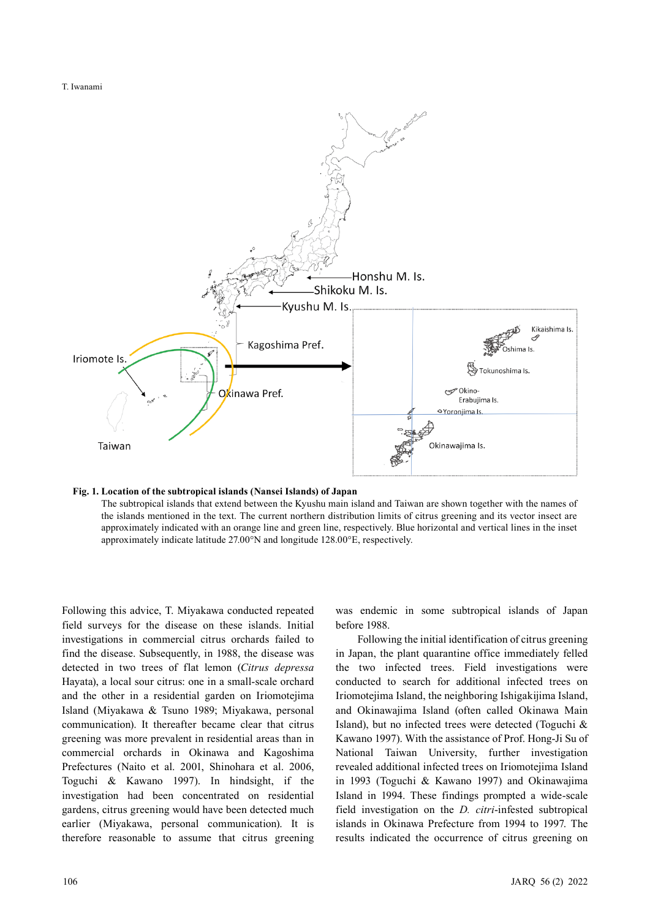**Fig. 1. Location of the subtropical islands (Nansei Islands) of Japan**

The subtropical islands that extend between the Kyushu main island and Taiwan are shown together with the names of the islands mentioned in the text. The current northern distribution limits of citrus greening and its vector insect are approximately indicated with an orange line and green line, respectively. Blue horizontal and vertical lines in the inset approximately indicate latitude 27.00°N and longitude 128.00°E, respectively.

Following this advice, T. Miyakawa conducted repeated field surveys for the disease on these islands. Initial investigations in commercial citrus orchards failed to find the disease. Subsequently, in 1988, the disease was detected in two trees of flat lemon (*Citrus depressa* Hayata), a local sour citrus: one in a small-scale orchard and the other in a residential garden on Iriomotejima Island (Miyakawa & Tsuno 1989; Miyakawa, personal communication). It thereafter became clear that citrus greening was more prevalent in residential areas than in commercial orchards in Okinawa and Kagoshima Prefectures (Naito et al. 2001, Shinohara et al. 2006, Toguchi & Kawano 1997). In hindsight, if the investigation had been concentrated on residential gardens, citrus greening would have been detected much earlier (Miyakawa, personal communication). It is therefore reasonable to assume that citrus greening was endemic in some subtropical islands of Japan before 1988.

Following the initial identification of citrus greening in Japan, the plant quarantine office immediately felled the two infected trees. Field investigations were conducted to search for additional infected trees on Iriomotejima Island, the neighboring Ishigakijima Island, and Okinawajima Island (often called Okinawa Main Island), but no infected trees were detected (Toguchi & Kawano 1997). With the assistance of Prof. Hong-Ji Su of National Taiwan University, further investigation revealed additional infected trees on Iriomotejima Island in 1993 (Toguchi & Kawano 1997) and Okinawajima Island in 1994. These findings prompted a wide-scale field investigation on the *D. citri*-infested subtropical islands in Okinawa Prefecture from 1994 to 1997. The results indicated the occurrence of citrus greening on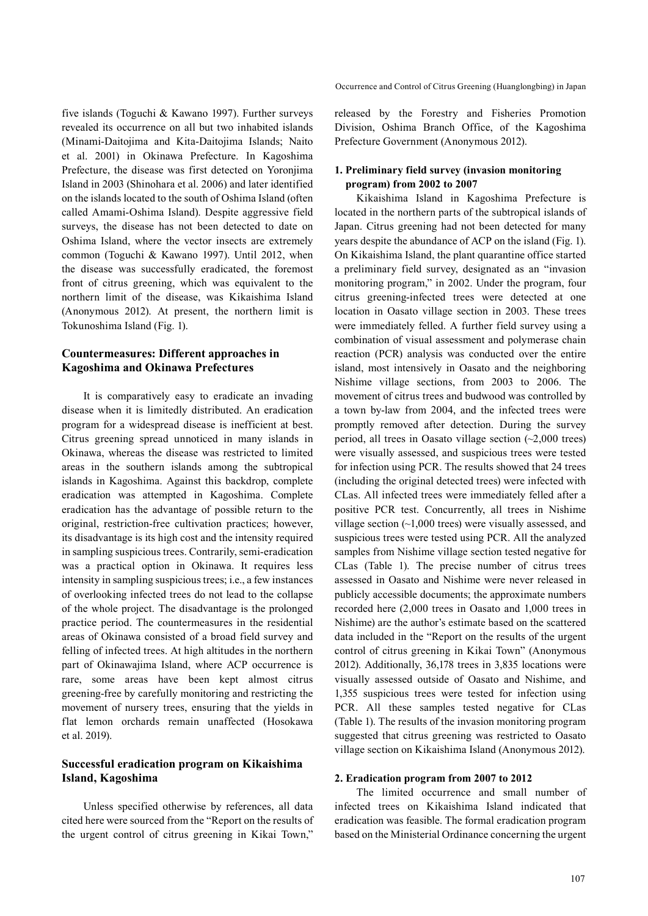five islands (Toguchi & Kawano 1997). Further surveys revealed its occurrence on all but two inhabited islands (Minami-Daitojima and Kita-Daitojima Islands; Naito et al. 2001) in Okinawa Prefecture. In Kagoshima Prefecture, the disease was first detected on Yoronjima Island in 2003 (Shinohara et al. 2006) and later identified on the islands located to the south of Oshima Island (often called Amami-Oshima Island). Despite aggressive field surveys, the disease has not been detected to date on Oshima Island, where the vector insects are extremely common (Toguchi & Kawano 1997). Until 2012, when the disease was successfully eradicated, the foremost front of citrus greening, which was equivalent to the northern limit of the disease, was Kikaishima Island (Anonymous 2012). At present, the northern limit is Tokunoshima Island (Fig. 1).

## Countermeasures: Different approaches in Kagoshima and Okinawa Prefectures

It is comparatively easy to eradicate an invading disease when it is limitedly distributed. An eradication program for a widespread disease is inefficient at best. Citrus greening spread unnoticed in many islands in Okinawa, whereas the disease was restricted to limited areas in the southern islands among the subtropical islands in Kagoshima. Against this backdrop, complete eradication was attempted in Kagoshima. Complete eradication has the advantage of possible return to the original, restriction-free cultivation practices; however, its disadvantage is its high cost and the intensity required in sampling suspicious trees. Contrarily, semi-eradication was a practical option in Okinawa. It requires less intensity in sampling suspicious trees; i.e., a few instances of overlooking infected trees do not lead to the collapse of the whole project. The disadvantage is the prolonged practice period. The countermeasures in the residential areas of Okinawa consisted of a broad field survey and felling of infected trees. At high altitudes in the northern part of Okinawajima Island, where ACP occurrence is rare, some areas have been kept almost citrus greening-free by carefully monitoring and restricting the movement of nursery trees, ensuring that the yields in flat lemon orchards remain unaffected (Hosokawa et al. 2019).

## Successful eradication program on Kikaishima Island, Kagoshima

Unless specified otherwise by references, all data cited here were sourced from the "Report on the results of the urgent control of citrus greening in Kikai Town," released by the Forestry and Fisheries Promotion Division, Oshima Branch Office, of the Kagoshima Prefecture Government (Anonymous 2012).

### 1. Preliminary field survey (invasion monitoring program) from 2002 to 2007

Kikaishima Island in Kagoshima Prefecture is located in the northern parts of the subtropical islands of Japan. Citrus greening had not been detected for many years despite the abundance of ACP on the island (Fig. 1). On Kikaishima Island, the plant quarantine office started a preliminary field survey, designated as an "invasion monitoring program," in 2002. Under the program, four citrus greening-infected trees were detected at one location in Oasato village section in 2003. These trees were immediately felled. A further field survey using a combination of visual assessment and polymerase chain reaction (PCR) analysis was conducted over the entire island, most intensively in Oasato and the neighboring Nishime village sections, from 2003 to 2006. The movement of citrus trees and budwood was controlled by a town by-law from 2004, and the infected trees were promptly removed after detection. During the survey period, all trees in Oasato village section (~2,000 trees) were visually assessed, and suspicious trees were tested for infection using PCR. The results showed that 24 trees (including the original detected trees) were infected with CLas. All infected trees were immediately felled after a positive PCR test. Concurrently, all trees in Nishime village section (~1,000 trees) were visually assessed, and suspicious trees were tested using PCR. All the analyzed samples from Nishime village section tested negative for CLas (Table 1). The precise number of citrus trees assessed in Oasato and Nishime were never released in publicly accessible documents; the approximate numbers recorded here (2,000 trees in Oasato and 1,000 trees in Nishime) are the author's estimate based on the scattered data included in the "Report on the results of the urgent control of citrus greening in Kikai Town" (Anonymous 2012). Additionally, 36,178 trees in 3,835 locations were visually assessed outside of Oasato and Nishime, and 1,355 suspicious trees were tested for infection using PCR. All these samples tested negative for CLas (Table 1). The results of the invasion monitoring program suggested that citrus greening was restricted to Oasato village section on Kikaishima Island (Anonymous 2012).

### 2. Eradication program from 2007 to 2012

The limited occurrence and small number of infected trees on Kikaishima Island indicated that eradication was feasible. The formal eradication program based on the Ministerial Ordinance concerning the urgent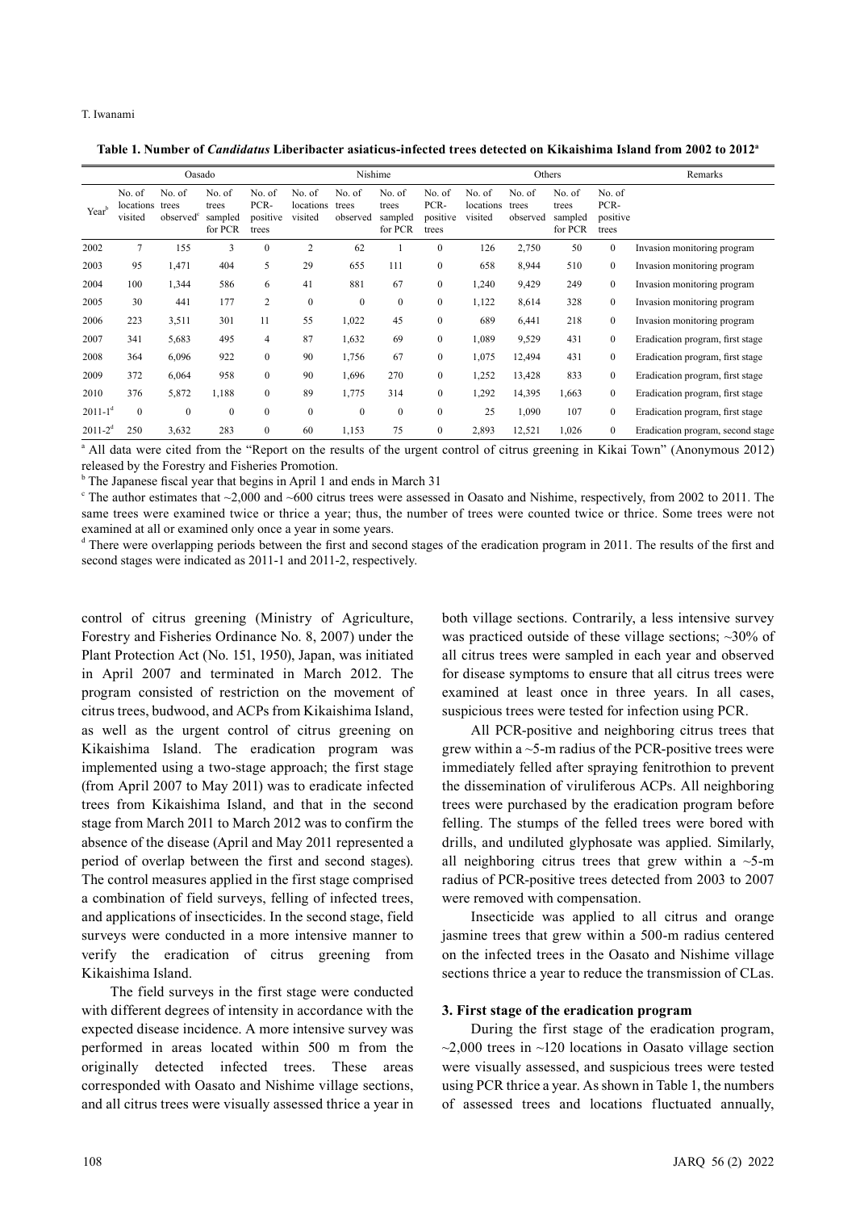**Table 1. Number of *Candidatus* Liberibacter asiaticus-infected trees detected on Kikaishima Island from 2002 to 2012[a]**

| | Oasado | | | | Nishime | | | | Others | | | | Remarks |
|---|---|---|---|---|---|---|---|---|---|---|---|---|---|
| Year[b] | No. of locations visited | No. of trees observed[c] | No. of trees sampled for PCR | No. of PCR-positive trees | No. of locations visited | No. of trees observed | No. of trees sampled for PCR | No. of PCR-positive trees | No. of locations visited | No. of trees observed | No. of trees sampled for PCR | No. of PCR-positive trees | |
| 2002 | 7 | 155 | 3 | 0 | 2 | 62 | 1 | 0 | 126 | 2,750 | 50 | 0 | Invasion monitoring program |
| 2003 | 95 | 1,471 | 404 | 5 | 29 | 655 | 111 | 0 | 658 | 8,944 | 510 | 0 | Invasion monitoring program |
| 2004 | 100 | 1,344 | 586 | 6 | 41 | 881 | 67 | 0 | 1,240 | 9,429 | 249 | 0 | Invasion monitoring program |
| 2005 | 30 | 441 | 177 | 2 | 0 | 0 | 0 | 0 | 1,122 | 8,614 | 328 | 0 | Invasion monitoring program |
| 2006 | 223 | 3,511 | 301 | 11 | 55 | 1,022 | 45 | 0 | 689 | 6,441 | 218 | 0 | Invasion monitoring program |
| 2007 | 341 | 5,683 | 495 | 4 | 87 | 1,632 | 69 | 0 | 1,089 | 9,529 | 431 | 0 | Eradication program, first stage |
| 2008 | 364 | 6,096 | 922 | 0 | 90 | 1,756 | 67 | 0 | 1,075 | 12,494 | 431 | 0 | Eradication program, first stage |
| 2009 | 372 | 6,064 | 958 | 0 | 90 | 1,696 | 270 | 0 | 1,252 | 13,428 | 833 | 0 | Eradication program, first stage |
| 2010 | 376 | 5,872 | 1,188 | 0 | 89 | 1,775 | 314 | 0 | 1,292 | 14,395 | 1,663 | 0 | Eradication program, first stage |
| 2011-1[d] | 0 | 0 | 0 | 0 | 0 | 0 | 0 | 0 | 25 | 1,090 | 107 | 0 | Eradication program, first stage |
| 2011-2[d] | 250 | 3,632 | 283 | 0 | 60 | 1,153 | 75 | 0 | 2,893 | 12,521 | 1,026 | 0 | Eradication program, second stage |

[a] All data were cited from the "Report on the results of the urgent control of citrus greening in Kikai Town" (Anonymous 2012) released by the Forestry and Fisheries Promotion.
[b] The Japanese fiscal year that begins in April 1 and ends in March 31
[c] The author estimates that ~2,000 and ~600 citrus trees were assessed in Oasato and Nishime, respectively, from 2002 to 2011. The same trees were examined twice or thrice a year; thus, the number of trees were counted twice or thrice. Some trees were not examined at all or examined only once a year in some years.
[d] There were overlapping periods between the first and second stages of the eradication program in 2011. The results of the first and second stages were indicated as 2011-1 and 2011-2, respectively.

control of citrus greening (Ministry of Agriculture, Forestry and Fisheries Ordinance No. 8, 2007) under the Plant Protection Act (No. 151, 1950), Japan, was initiated in April 2007 and terminated in March 2012. The program consisted of restriction on the movement of citrus trees, budwood, and ACPs from Kikaishima Island, as well as the urgent control of citrus greening on Kikaishima Island. The eradication program was implemented using a two-stage approach; the first stage (from April 2007 to May 2011) was to eradicate infected trees from Kikaishima Island, and that in the second stage from March 2011 to March 2012 was to confirm the absence of the disease (April and May 2011 represented a period of overlap between the first and second stages). The control measures applied in the first stage comprised a combination of field surveys, felling of infected trees, and applications of insecticides. In the second stage, field surveys were conducted in a more intensive manner to verify the eradication of citrus greening from Kikaishima Island.

The field surveys in the first stage were conducted with different degrees of intensity in accordance with the expected disease incidence. A more intensive survey was performed in areas located within 500 m from the originally detected infected trees. These areas corresponded with Oasato and Nishime village sections, and all citrus trees were visually assessed thrice a year in both village sections. Contrarily, a less intensive survey was practiced outside of these village sections; ~30% of all citrus trees were sampled in each year and observed for disease symptoms to ensure that all citrus trees were examined at least once in three years. In all cases, suspicious trees were tested for infection using PCR.

All PCR-positive and neighboring citrus trees that grew within a ~5-m radius of the PCR-positive trees were immediately felled after spraying fenitrothion to prevent the dissemination of viruliferous ACPs. All neighboring trees were purchased by the eradication program before felling. The stumps of the felled trees were bored with drills, and undiluted glyphosate was applied. Similarly, all neighboring citrus trees that grew within a ~5-m radius of PCR-positive trees detected from 2003 to 2007 were removed with compensation.

Insecticide was applied to all citrus and orange jasmine trees that grew within a 500-m radius centered on the infected trees in the Oasato and Nishime village sections thrice a year to reduce the transmission of CLas.

### 3. First stage of the eradication program

During the first stage of the eradication program, ~2,000 trees in ~120 locations in Oasato village section were visually assessed, and suspicious trees were tested using PCR thrice a year. As shown in Table 1, the numbers of assessed trees and locations fluctuated annually,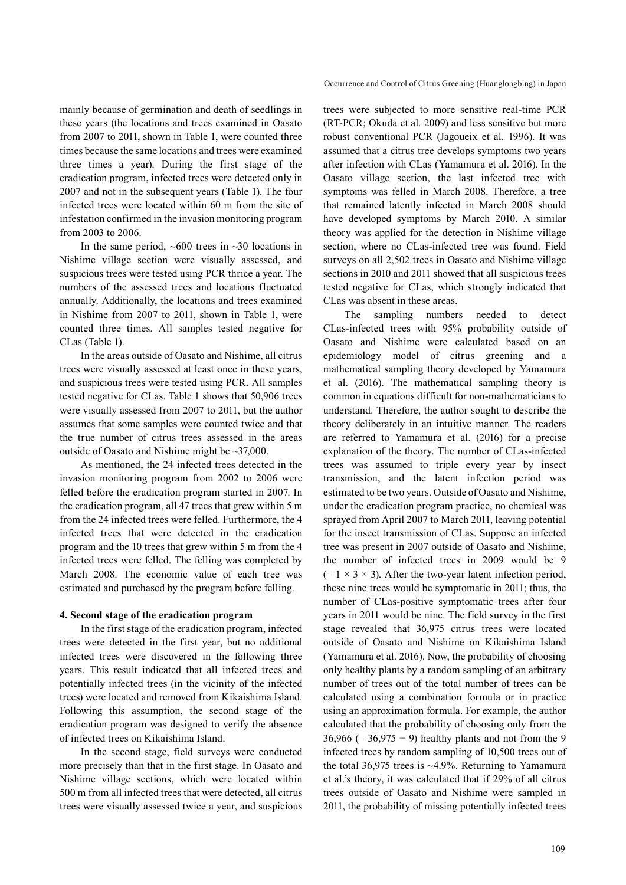mainly because of germination and death of seedlings in these years (the locations and trees examined in Oasato from 2007 to 2011, shown in Table 1, were counted three times because the same locations and trees were examined three times a year). During the first stage of the eradication program, infected trees were detected only in 2007 and not in the subsequent years (Table 1). The four infected trees were located within 60 m from the site of infestation confirmed in the invasion monitoring program from 2003 to 2006.

In the same period, ~600 trees in ~30 locations in Nishime village section were visually assessed, and suspicious trees were tested using PCR thrice a year. The numbers of the assessed trees and locations fluctuated annually. Additionally, the locations and trees examined in Nishime from 2007 to 2011, shown in Table 1, were counted three times. All samples tested negative for CLas (Table 1).

In the areas outside of Oasato and Nishime, all citrus trees were visually assessed at least once in these years, and suspicious trees were tested using PCR. All samples tested negative for CLas. Table 1 shows that 50,906 trees were visually assessed from 2007 to 2011, but the author assumes that some samples were counted twice and that the true number of citrus trees assessed in the areas outside of Oasato and Nishime might be ~37,000.

As mentioned, the 24 infected trees detected in the invasion monitoring program from 2002 to 2006 were felled before the eradication program started in 2007. In the eradication program, all 47 trees that grew within 5 m from the 24 infected trees were felled. Furthermore, the 4 infected trees that were detected in the eradication program and the 10 trees that grew within 5 m from the 4 infected trees were felled. The felling was completed by March 2008. The economic value of each tree was estimated and purchased by the program before felling.

#### 4. Second stage of the eradication program

In the first stage of the eradication program, infected trees were detected in the first year, but no additional infected trees were discovered in the following three years. This result indicated that all infected trees and potentially infected trees (in the vicinity of the infected trees) were located and removed from Kikaishima Island. Following this assumption, the second stage of the eradication program was designed to verify the absence of infected trees on Kikaishima Island.

In the second stage, field surveys were conducted more precisely than that in the first stage. In Oasato and Nishime village sections, which were located within 500 m from all infected trees that were detected, all citrus trees were visually assessed twice a year, and suspicious trees were subjected to more sensitive real-time PCR (RT-PCR; Okuda et al. 2009) and less sensitive but more robust conventional PCR (Jagoueix et al. 1996). It was assumed that a citrus tree develops symptoms two years after infection with CLas (Yamamura et al. 2016). In the Oasato village section, the last infected tree with symptoms was felled in March 2008. Therefore, a tree that remained latently infected in March 2008 should have developed symptoms by March 2010. A similar theory was applied for the detection in Nishime village section, where no CLas-infected tree was found. Field surveys on all 2,502 trees in Oasato and Nishime village sections in 2010 and 2011 showed that all suspicious trees tested negative for CLas, which strongly indicated that CLas was absent in these areas.

The sampling numbers needed to detect CLas-infected trees with 95% probability outside of Oasato and Nishime were calculated based on an epidemiology model of citrus greening and a mathematical sampling theory developed by Yamamura et al. (2016). The mathematical sampling theory is common in equations difficult for non-mathematicians to understand. Therefore, the author sought to describe the theory deliberately in an intuitive manner. The readers are referred to Yamamura et al. (2016) for a precise explanation of the theory. The number of CLas-infected trees was assumed to triple every year by insect transmission, and the latent infection period was estimated to be two years. Outside of Oasato and Nishime, under the eradication program practice, no chemical was sprayed from April 2007 to March 2011, leaving potential for the insect transmission of CLas. Suppose an infected tree was present in 2007 outside of Oasato and Nishime, the number of infected trees in 2009 would be 9 ($= 1 \times 3 \times 3$). After the two-year latent infection period, these nine trees would be symptomatic in 2011; thus, the number of CLas-positive symptomatic trees after four years in 2011 would be nine. The field survey in the first stage revealed that 36,975 citrus trees were located outside of Oasato and Nishime on Kikaishima Island (Yamamura et al. 2016). Now, the probability of choosing only healthy plants by a random sampling of an arbitrary number of trees out of the total number of trees can be calculated using a combination formula or in practice using an approximation formula. For example, the author calculated that the probability of choosing only from the 36,966 ($= 36,975 - 9$) healthy plants and not from the 9 infected trees by random sampling of 10,500 trees out of the total 36,975 trees is ~4.9%. Returning to Yamamura et al.'s theory, it was calculated that if 29% of all citrus trees outside of Oasato and Nishime were sampled in 2011, the probability of missing potentially infected trees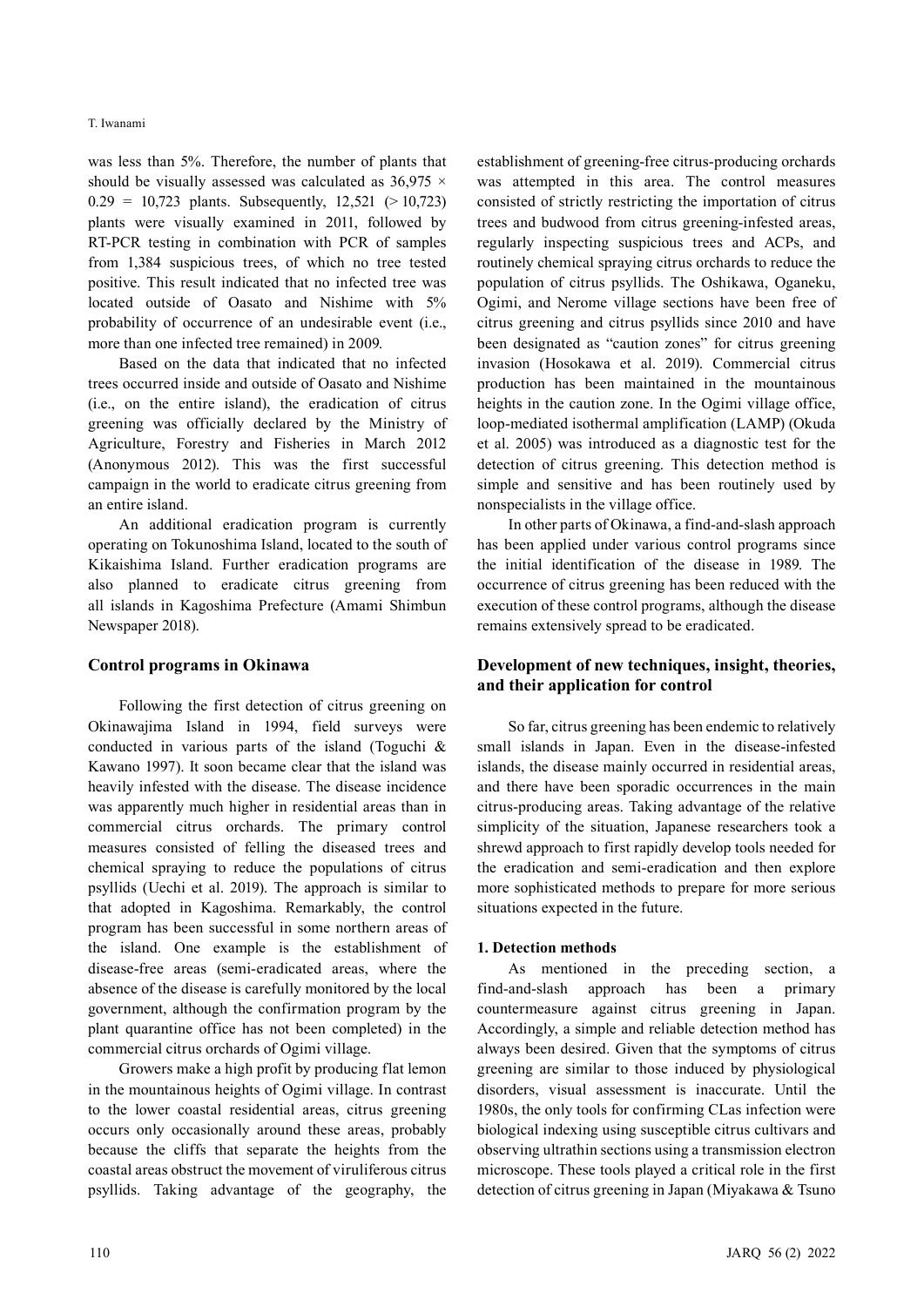was less than 5%. Therefore, the number of plants that should be visually assessed was calculated as 36,975 × 0.29 = 10,723 plants. Subsequently, 12,521 (> 10,723) plants were visually examined in 2011, followed by RT-PCR testing in combination with PCR of samples from 1,384 suspicious trees, of which no tree tested positive. This result indicated that no infected tree was located outside of Oasato and Nishime with 5% probability of occurrence of an undesirable event (i.e., more than one infected tree remained) in 2009.

Based on the data that indicated that no infected trees occurred inside and outside of Oasato and Nishime (i.e., on the entire island), the eradication of citrus greening was officially declared by the Ministry of Agriculture, Forestry and Fisheries in March 2012 (Anonymous 2012). This was the first successful campaign in the world to eradicate citrus greening from an entire island.

An additional eradication program is currently operating on Tokunoshima Island, located to the south of Kikaishima Island. Further eradication programs are also planned to eradicate citrus greening from all islands in Kagoshima Prefecture (Amami Shimbun Newspaper 2018).

## Control programs in Okinawa

Following the first detection of citrus greening on Okinawajima Island in 1994, field surveys were conducted in various parts of the island (Toguchi & Kawano 1997). It soon became clear that the island was heavily infested with the disease. The disease incidence was apparently much higher in residential areas than in commercial citrus orchards. The primary control measures consisted of felling the diseased trees and chemical spraying to reduce the populations of citrus psyllids (Uechi et al. 2019). The approach is similar to that adopted in Kagoshima. Remarkably, the control program has been successful in some northern areas of the island. One example is the establishment of disease-free areas (semi-eradicated areas, where the absence of the disease is carefully monitored by the local government, although the confirmation program by the plant quarantine office has not been completed) in the commercial citrus orchards of Ogimi village.

Growers make a high profit by producing flat lemon in the mountainous heights of Ogimi village. In contrast to the lower coastal residential areas, citrus greening occurs only occasionally around these areas, probably because the cliffs that separate the heights from the coastal areas obstruct the movement of viruliferous citrus psyllids. Taking advantage of the geography, the establishment of greening-free citrus-producing orchards was attempted in this area. The control measures consisted of strictly restricting the importation of citrus trees and budwood from citrus greening-infested areas, regularly inspecting suspicious trees and ACPs, and routinely chemical spraying citrus orchards to reduce the population of citrus psyllids. The Oshikawa, Oganeku, Ogimi, and Nerome village sections have been free of citrus greening and citrus psyllids since 2010 and have been designated as "caution zones" for citrus greening invasion (Hosokawa et al. 2019). Commercial citrus production has been maintained in the mountainous heights in the caution zone. In the Ogimi village office, loop-mediated isothermal amplification (LAMP) (Okuda et al. 2005) was introduced as a diagnostic test for the detection of citrus greening. This detection method is simple and sensitive and has been routinely used by nonspecialists in the village office.

In other parts of Okinawa, a find-and-slash approach has been applied under various control programs since the initial identification of the disease in 1989. The occurrence of citrus greening has been reduced with the execution of these control programs, although the disease remains extensively spread to be eradicated.

## Development of new techniques, insight, theories, and their application for control

So far, citrus greening has been endemic to relatively small islands in Japan. Even in the disease-infested islands, the disease mainly occurred in residential areas, and there have been sporadic occurrences in the main citrus-producing areas. Taking advantage of the relative simplicity of the situation, Japanese researchers took a shrewd approach to first rapidly develop tools needed for the eradication and semi-eradication and then explore more sophisticated methods to prepare for more serious situations expected in the future.

### 1. Detection methods

As mentioned in the preceding section, a find-and-slash approach has been a primary countermeasure against citrus greening in Japan. Accordingly, a simple and reliable detection method has always been desired. Given that the symptoms of citrus greening are similar to those induced by physiological disorders, visual assessment is inaccurate. Until the 1980s, the only tools for confirming CLas infection were biological indexing using susceptible citrus cultivars and observing ultrathin sections using a transmission electron microscope. These tools played a critical role in the first detection of citrus greening in Japan (Miyakawa & Tsuno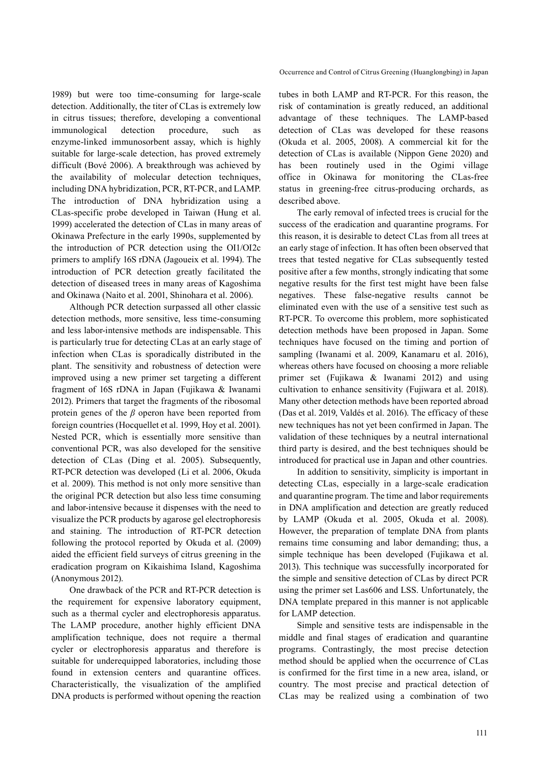1989) but were too time-consuming for large-scale detection. Additionally, the titer of CLas is extremely low in citrus tissues; therefore, developing a conventional immunological detection procedure, such as enzyme-linked immunosorbent assay, which is highly suitable for large-scale detection, has proved extremely difficult (Bové 2006). A breakthrough was achieved by the availability of molecular detection techniques, including DNA hybridization, PCR, RT-PCR, and LAMP. The introduction of DNA hybridization using a CLas-specific probe developed in Taiwan (Hung et al. 1999) accelerated the detection of CLas in many areas of Okinawa Prefecture in the early 1990s, supplemented by the introduction of PCR detection using the OI1/OI2c primers to amplify 16S rDNA (Jagoueix et al. 1994). The introduction of PCR detection greatly facilitated the detection of diseased trees in many areas of Kagoshima and Okinawa (Naito et al. 2001, Shinohara et al. 2006).

Although PCR detection surpassed all other classic detection methods, more sensitive, less time-consuming and less labor-intensive methods are indispensable. This is particularly true for detecting CLas at an early stage of infection when CLas is sporadically distributed in the plant. The sensitivity and robustness of detection were improved using a new primer set targeting a different fragment of 16S rDNA in Japan (Fujikawa & Iwanami 2012). Primers that target the fragments of the ribosomal protein genes of the $\beta$ operon have been reported from foreign countries (Hocquellet et al. 1999, Hoy et al. 2001). Nested PCR, which is essentially more sensitive than conventional PCR, was also developed for the sensitive detection of CLas (Ding et al. 2005). Subsequently, RT-PCR detection was developed (Li et al. 2006, Okuda et al. 2009). This method is not only more sensitive than the original PCR detection but also less time consuming and labor-intensive because it dispenses with the need to visualize the PCR products by agarose gel electrophoresis and staining. The introduction of RT-PCR detection following the protocol reported by Okuda et al. (2009) aided the efficient field surveys of citrus greening in the eradication program on Kikaishima Island, Kagoshima (Anonymous 2012).

One drawback of the PCR and RT-PCR detection is the requirement for expensive laboratory equipment, such as a thermal cycler and electrophoresis apparatus. The LAMP procedure, another highly efficient DNA amplification technique, does not require a thermal cycler or electrophoresis apparatus and therefore is suitable for underequipped laboratories, including those found in extension centers and quarantine offices. Characteristically, the visualization of the amplified DNA products is performed without opening the reaction tubes in both LAMP and RT-PCR. For this reason, the risk of contamination is greatly reduced, an additional advantage of these techniques. The LAMP-based detection of CLas was developed for these reasons (Okuda et al. 2005, 2008). A commercial kit for the detection of CLas is available (Nippon Gene 2020) and has been routinely used in the Ogimi village office in Okinawa for monitoring the CLas-free status in greening-free citrus-producing orchards, as described above.

The early removal of infected trees is crucial for the success of the eradication and quarantine programs. For this reason, it is desirable to detect CLas from all trees at an early stage of infection. It has often been observed that trees that tested negative for CLas subsequently tested positive after a few months, strongly indicating that some negative results for the first test might have been false negatives. These false-negative results cannot be eliminated even with the use of a sensitive test such as RT-PCR. To overcome this problem, more sophisticated detection methods have been proposed in Japan. Some techniques have focused on the timing and portion of sampling (Iwanami et al. 2009, Kanamaru et al. 2016), whereas others have focused on choosing a more reliable primer set (Fujikawa & Iwanami 2012) and using cultivation to enhance sensitivity (Fujiwara et al. 2018). Many other detection methods have been reported abroad (Das et al. 2019, Valdés et al. 2016). The efficacy of these new techniques has not yet been confirmed in Japan. The validation of these techniques by a neutral international third party is desired, and the best techniques should be introduced for practical use in Japan and other countries.

In addition to sensitivity, simplicity is important in detecting CLas, especially in a large-scale eradication and quarantine program. The time and labor requirements in DNA amplification and detection are greatly reduced by LAMP (Okuda et al. 2005, Okuda et al. 2008). However, the preparation of template DNA from plants remains time consuming and labor demanding; thus, a simple technique has been developed (Fujikawa et al. 2013). This technique was successfully incorporated for the simple and sensitive detection of CLas by direct PCR using the primer set Las606 and LSS. Unfortunately, the DNA template prepared in this manner is not applicable for LAMP detection.

Simple and sensitive tests are indispensable in the middle and final stages of eradication and quarantine programs. Contrastingly, the most precise detection method should be applied when the occurrence of CLas is confirmed for the first time in a new area, island, or country. The most precise and practical detection of CLas may be realized using a combination of two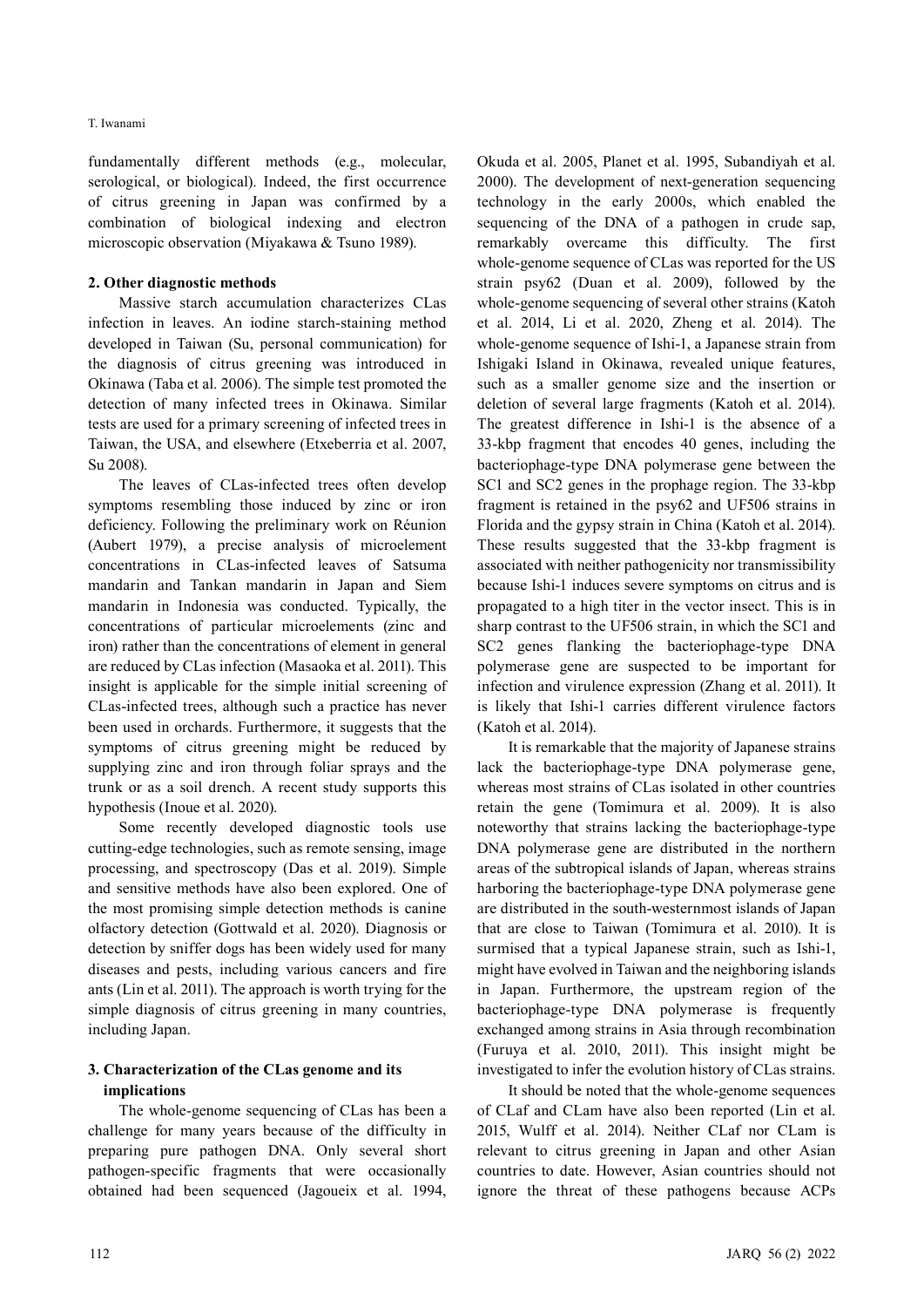fundamentally different methods (e.g., molecular, serological, or biological). Indeed, the first occurrence of citrus greening in Japan was confirmed by a combination of biological indexing and electron microscopic observation (Miyakawa & Tsuno 1989).

### 2. Other diagnostic methods

Massive starch accumulation characterizes CLas infection in leaves. An iodine starch-staining method developed in Taiwan (Su, personal communication) for the diagnosis of citrus greening was introduced in Okinawa (Taba et al. 2006). The simple test promoted the detection of many infected trees in Okinawa. Similar tests are used for a primary screening of infected trees in Taiwan, the USA, and elsewhere (Etxeberria et al. 2007, Su 2008).

The leaves of CLas-infected trees often develop symptoms resembling those induced by zinc or iron deficiency. Following the preliminary work on Réunion (Aubert 1979), a precise analysis of microelement concentrations in CLas-infected leaves of Satsuma mandarin and Tankan mandarin in Japan and Siem mandarin in Indonesia was conducted. Typically, the concentrations of particular microelements (zinc and iron) rather than the concentrations of element in general are reduced by CLas infection (Masaoka et al. 2011). This insight is applicable for the simple initial screening of CLas-infected trees, although such a practice has never been used in orchards. Furthermore, it suggests that the symptoms of citrus greening might be reduced by supplying zinc and iron through foliar sprays and the trunk or as a soil drench. A recent study supports this hypothesis (Inoue et al. 2020).

Some recently developed diagnostic tools use cutting-edge technologies, such as remote sensing, image processing, and spectroscopy (Das et al. 2019). Simple and sensitive methods have also been explored. One of the most promising simple detection methods is canine olfactory detection (Gottwald et al. 2020). Diagnosis or detection by sniffer dogs has been widely used for many diseases and pests, including various cancers and fire ants (Lin et al. 2011). The approach is worth trying for the simple diagnosis of citrus greening in many countries, including Japan.

### 3. Characterization of the CLas genome and its implications

The whole-genome sequencing of CLas has been a challenge for many years because of the difficulty in preparing pure pathogen DNA. Only several short pathogen-specific fragments that were occasionally obtained had been sequenced (Jagoueix et al. 1994, Okuda et al. 2005, Planet et al. 1995, Subandiyah et al. 2000). The development of next-generation sequencing technology in the early 2000s, which enabled the sequencing of the DNA of a pathogen in crude sap, remarkably overcame this difficulty. The first whole-genome sequence of CLas was reported for the US strain psy62 (Duan et al. 2009), followed by the whole-genome sequencing of several other strains (Katoh et al. 2014, Li et al. 2020, Zheng et al. 2014). The whole-genome sequence of Ishi-1, a Japanese strain from Ishigaki Island in Okinawa, revealed unique features, such as a smaller genome size and the insertion or deletion of several large fragments (Katoh et al. 2014). The greatest difference in Ishi-1 is the absence of a 33-kbp fragment that encodes 40 genes, including the bacteriophage-type DNA polymerase gene between the SC1 and SC2 genes in the prophage region. The 33-kbp fragment is retained in the psy62 and UF506 strains in Florida and the gypsy strain in China (Katoh et al. 2014). These results suggested that the 33-kbp fragment is associated with neither pathogenicity nor transmissibility because Ishi-1 induces severe symptoms on citrus and is propagated to a high titer in the vector insect. This is in sharp contrast to the UF506 strain, in which the SC1 and SC2 genes flanking the bacteriophage-type DNA polymerase gene are suspected to be important for infection and virulence expression (Zhang et al. 2011). It is likely that Ishi-1 carries different virulence factors (Katoh et al. 2014).

It is remarkable that the majority of Japanese strains lack the bacteriophage-type DNA polymerase gene, whereas most strains of CLas isolated in other countries retain the gene (Tomimura et al. 2009). It is also noteworthy that strains lacking the bacteriophage-type DNA polymerase gene are distributed in the northern areas of the subtropical islands of Japan, whereas strains harboring the bacteriophage-type DNA polymerase gene are distributed in the south-westernmost islands of Japan that are close to Taiwan (Tomimura et al. 2010). It is surmised that a typical Japanese strain, such as Ishi-1, might have evolved in Taiwan and the neighboring islands in Japan. Furthermore, the upstream region of the bacteriophage-type DNA polymerase is frequently exchanged among strains in Asia through recombination (Furuya et al. 2010, 2011). This insight might be investigated to infer the evolution history of CLas strains.

It should be noted that the whole-genome sequences of CLaf and CLam have also been reported (Lin et al. 2015, Wulff et al. 2014). Neither CLaf nor CLam is relevant to citrus greening in Japan and other Asian countries to date. However, Asian countries should not ignore the threat of these pathogens because ACPs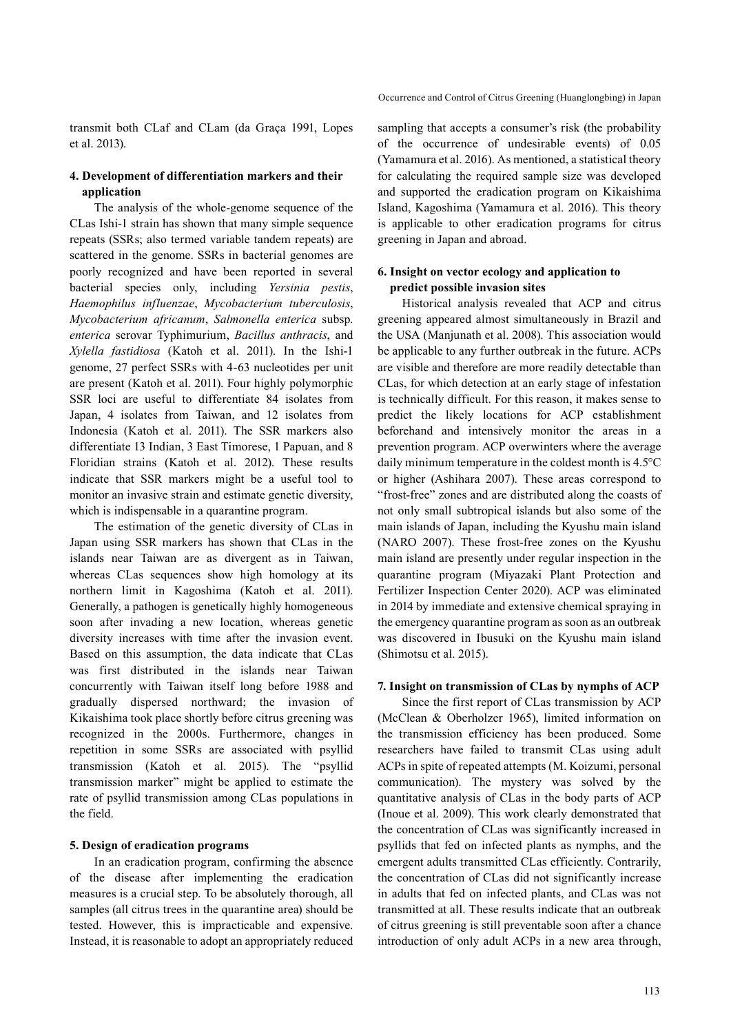transmit both CLaf and CLam (da Graça 1991, Lopes et al. 2013).

### 4. Development of differentiation markers and their application

The analysis of the whole-genome sequence of the CLas Ishi-1 strain has shown that many simple sequence repeats (SSRs; also termed variable tandem repeats) are scattered in the genome. SSRs in bacterial genomes are poorly recognized and have been reported in several bacterial species only, including *Yersinia pestis*, *Haemophilus influenzae*, *Mycobacterium tuberculosis*, *Mycobacterium africanum*, *Salmonella enterica* subsp. *enterica* serovar Typhimurium, *Bacillus anthracis*, and *Xylella fastidiosa* (Katoh et al. 2011). In the Ishi-1 genome, 27 perfect SSRs with 4-63 nucleotides per unit are present (Katoh et al. 2011). Four highly polymorphic SSR loci are useful to differentiate 84 isolates from Japan, 4 isolates from Taiwan, and 12 isolates from Indonesia (Katoh et al. 2011). The SSR markers also differentiate 13 Indian, 3 East Timorese, 1 Papuan, and 8 Floridian strains (Katoh et al. 2012). These results indicate that SSR markers might be a useful tool to monitor an invasive strain and estimate genetic diversity, which is indispensable in a quarantine program.

The estimation of the genetic diversity of CLas in Japan using SSR markers has shown that CLas in the islands near Taiwan are as divergent as in Taiwan, whereas CLas sequences show high homology at its northern limit in Kagoshima (Katoh et al. 2011). Generally, a pathogen is genetically highly homogeneous soon after invading a new location, whereas genetic diversity increases with time after the invasion event. Based on this assumption, the data indicate that CLas was first distributed in the islands near Taiwan concurrently with Taiwan itself long before 1988 and gradually dispersed northward; the invasion of Kikaishima took place shortly before citrus greening was recognized in the 2000s. Furthermore, changes in repetition in some SSRs are associated with psyllid transmission (Katoh et al. 2015). The "psyllid transmission marker" might be applied to estimate the rate of psyllid transmission among CLas populations in the field.

### 5. Design of eradication programs

In an eradication program, confirming the absence of the disease after implementing the eradication measures is a crucial step. To be absolutely thorough, all samples (all citrus trees in the quarantine area) should be tested. However, this is impracticable and expensive. Instead, it is reasonable to adopt an appropriately reduced sampling that accepts a consumer's risk (the probability of the occurrence of undesirable events) of 0.05 (Yamamura et al. 2016). As mentioned, a statistical theory for calculating the required sample size was developed and supported the eradication program on Kikaishima Island, Kagoshima (Yamamura et al. 2016). This theory is applicable to other eradication programs for citrus greening in Japan and abroad.

### 6. Insight on vector ecology and application to predict possible invasion sites

Historical analysis revealed that ACP and citrus greening appeared almost simultaneously in Brazil and the USA (Manjunath et al. 2008). This association would be applicable to any further outbreak in the future. ACPs are visible and therefore are more readily detectable than CLas, for which detection at an early stage of infestation is technically difficult. For this reason, it makes sense to predict the likely locations for ACP establishment beforehand and intensively monitor the areas in a prevention program. ACP overwinters where the average daily minimum temperature in the coldest month is 4.5°C or higher (Ashihara 2007). These areas correspond to "frost-free" zones and are distributed along the coasts of not only small subtropical islands but also some of the main islands of Japan, including the Kyushu main island (NARO 2007). These frost-free zones on the Kyushu main island are presently under regular inspection in the quarantine program (Miyazaki Plant Protection and Fertilizer Inspection Center 2020). ACP was eliminated in 2014 by immediate and extensive chemical spraying in the emergency quarantine program as soon as an outbreak was discovered in Ibusuki on the Kyushu main island (Shimotsu et al. 2015).

### 7. Insight on transmission of CLas by nymphs of ACP

Since the first report of CLas transmission by ACP (McClean & Oberholzer 1965), limited information on the transmission efficiency has been produced. Some researchers have failed to transmit CLas using adult ACPs in spite of repeated attempts (M. Koizumi, personal communication). The mystery was solved by the quantitative analysis of CLas in the body parts of ACP (Inoue et al. 2009). This work clearly demonstrated that the concentration of CLas was significantly increased in psyllids that fed on infected plants as nymphs, and the emergent adults transmitted CLas efficiently. Contrarily, the concentration of CLas did not significantly increase in adults that fed on infected plants, and CLas was not transmitted at all. These results indicate that an outbreak of citrus greening is still preventable soon after a chance introduction of only adult ACPs in a new area through,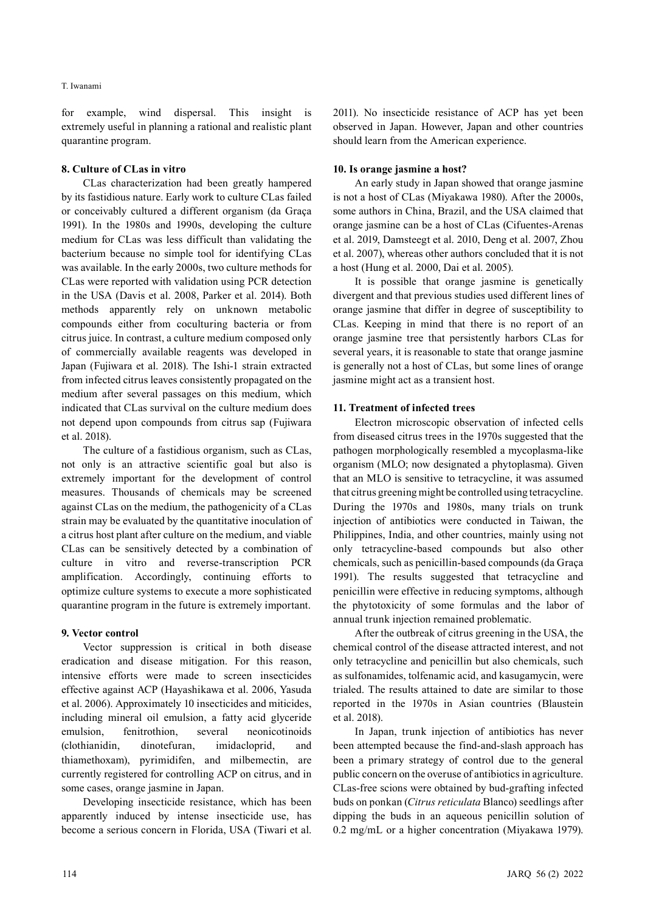for example, wind dispersal. This insight is extremely useful in planning a rational and realistic plant quarantine program.

## 8. Culture of CLas in vitro

CLas characterization had been greatly hampered by its fastidious nature. Early work to culture CLas failed or conceivably cultured a different organism (da Graça 1991). In the 1980s and 1990s, developing the culture medium for CLas was less difficult than validating the bacterium because no simple tool for identifying CLas was available. In the early 2000s, two culture methods for CLas were reported with validation using PCR detection in the USA (Davis et al. 2008, Parker et al. 2014). Both methods apparently rely on unknown metabolic compounds either from coculturing bacteria or from citrus juice. In contrast, a culture medium composed only of commercially available reagents was developed in Japan (Fujiwara et al. 2018). The Ishi-1 strain extracted from infected citrus leaves consistently propagated on the medium after several passages on this medium, which indicated that CLas survival on the culture medium does not depend upon compounds from citrus sap (Fujiwara et al. 2018).

The culture of a fastidious organism, such as CLas, not only is an attractive scientific goal but also is extremely important for the development of control measures. Thousands of chemicals may be screened against CLas on the medium, the pathogenicity of a CLas strain may be evaluated by the quantitative inoculation of a citrus host plant after culture on the medium, and viable CLas can be sensitively detected by a combination of culture in vitro and reverse-transcription PCR amplification. Accordingly, continuing efforts to optimize culture systems to execute a more sophisticated quarantine program in the future is extremely important.

## 9. Vector control

Vector suppression is critical in both disease eradication and disease mitigation. For this reason, intensive efforts were made to screen insecticides effective against ACP (Hayashikawa et al. 2006, Yasuda et al. 2006). Approximately 10 insecticides and miticides, including mineral oil emulsion, a fatty acid glyceride emulsion, fenitrothion, several neonicotinoids (clothianidin, dinotefuran, imidacloprid, and thiamethoxam), pyrimidifen, and milbemectin, are currently registered for controlling ACP on citrus, and in some cases, orange jasmine in Japan.

Developing insecticide resistance, which has been apparently induced by intense insecticide use, has become a serious concern in Florida, USA (Tiwari et al. 2011). No insecticide resistance of ACP has yet been observed in Japan. However, Japan and other countries should learn from the American experience.

## 10. Is orange jasmine a host?

An early study in Japan showed that orange jasmine is not a host of CLas (Miyakawa 1980). After the 2000s, some authors in China, Brazil, and the USA claimed that orange jasmine can be a host of CLas (Cifuentes-Arenas et al. 2019, Damsteegt et al. 2010, Deng et al. 2007, Zhou et al. 2007), whereas other authors concluded that it is not a host (Hung et al. 2000, Dai et al. 2005).

It is possible that orange jasmine is genetically divergent and that previous studies used different lines of orange jasmine that differ in degree of susceptibility to CLas. Keeping in mind that there is no report of an orange jasmine tree that persistently harbors CLas for several years, it is reasonable to state that orange jasmine is generally not a host of CLas, but some lines of orange jasmine might act as a transient host.

## 11. Treatment of infected trees

Electron microscopic observation of infected cells from diseased citrus trees in the 1970s suggested that the pathogen morphologically resembled a mycoplasma-like organism (MLO; now designated a phytoplasma). Given that an MLO is sensitive to tetracycline, it was assumed that citrus greening might be controlled using tetracycline. During the 1970s and 1980s, many trials on trunk injection of antibiotics were conducted in Taiwan, the Philippines, India, and other countries, mainly using not only tetracycline-based compounds but also other chemicals, such as penicillin-based compounds (da Graça 1991). The results suggested that tetracycline and penicillin were effective in reducing symptoms, although the phytotoxicity of some formulas and the labor of annual trunk injection remained problematic.

After the outbreak of citrus greening in the USA, the chemical control of the disease attracted interest, and not only tetracycline and penicillin but also chemicals, such as sulfonamides, tolfenamic acid, and kasugamycin, were trialed. The results attained to date are similar to those reported in the 1970s in Asian countries (Blaustein et al. 2018).

In Japan, trunk injection of antibiotics has never been attempted because the find-and-slash approach has been a primary strategy of control due to the general public concern on the overuse of antibiotics in agriculture. CLas-free scions were obtained by bud-grafting infected buds on ponkan (*Citrus reticulata* Blanco) seedlings after dipping the buds in an aqueous penicillin solution of 0.2 mg/mL or a higher concentration (Miyakawa 1979).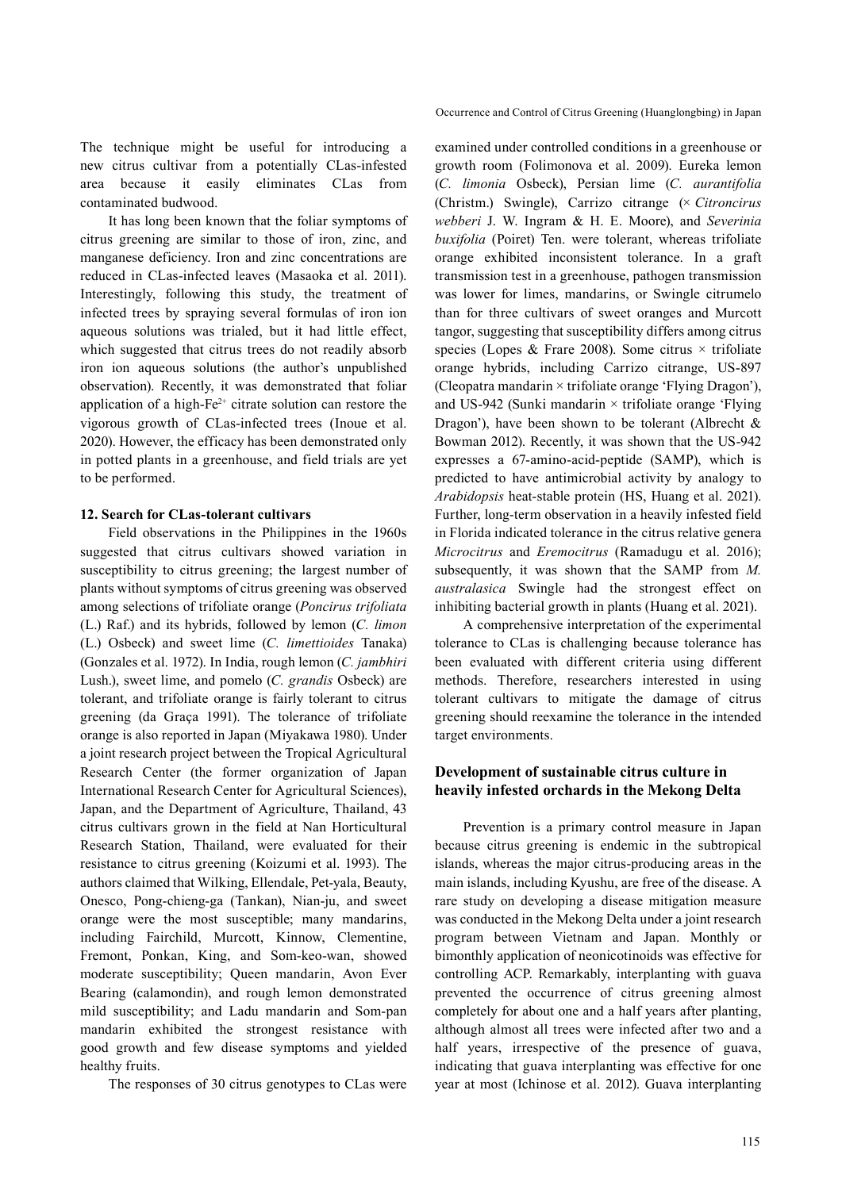The technique might be useful for introducing a new citrus cultivar from a potentially CLas-infested area because it easily eliminates CLas from contaminated budwood.

It has long been known that the foliar symptoms of citrus greening are similar to those of iron, zinc, and manganese deficiency. Iron and zinc concentrations are reduced in CLas-infected leaves (Masaoka et al. 2011). Interestingly, following this study, the treatment of infected trees by spraying several formulas of iron ion aqueous solutions was trialed, but it had little effect, which suggested that citrus trees do not readily absorb iron ion aqueous solutions (the author's unpublished observation). Recently, it was demonstrated that foliar application of a high-$Fe^{2+}$ citrate solution can restore the vigorous growth of CLas-infected trees (Inoue et al. 2020). However, the efficacy has been demonstrated only in potted plants in a greenhouse, and field trials are yet to be performed.

#### 12. Search for CLas-tolerant cultivars

Field observations in the Philippines in the 1960s suggested that citrus cultivars showed variation in susceptibility to citrus greening; the largest number of plants without symptoms of citrus greening was observed among selections of trifoliate orange (*Poncirus trifoliata* (L.) Raf.) and its hybrids, followed by lemon (*C. limon* (L.) Osbeck) and sweet lime (*C. limettioides* Tanaka) (Gonzales et al. 1972). In India, rough lemon (*C. jambhiri* Lush.), sweet lime, and pomelo (*C. grandis* Osbeck) are tolerant, and trifoliate orange is fairly tolerant to citrus greening (da Graça 1991). The tolerance of trifoliate orange is also reported in Japan (Miyakawa 1980). Under a joint research project between the Tropical Agricultural Research Center (the former organization of Japan International Research Center for Agricultural Sciences), Japan, and the Department of Agriculture, Thailand, 43 citrus cultivars grown in the field at Nan Horticultural Research Station, Thailand, were evaluated for their resistance to citrus greening (Koizumi et al. 1993). The authors claimed that Wilking, Ellendale, Pet-yala, Beauty, Onesco, Pong-chieng-ga (Tankan), Nian-ju, and sweet orange were the most susceptible; many mandarins, including Fairchild, Murcott, Kinnow, Clementine, Fremont, Ponkan, King, and Som-keo-wan, showed moderate susceptibility; Queen mandarin, Avon Ever Bearing (calamondin), and rough lemon demonstrated mild susceptibility; and Ladu mandarin and Som-pan mandarin exhibited the strongest resistance with good growth and few disease symptoms and yielded healthy fruits.

The responses of 30 citrus genotypes to CLas were examined under controlled conditions in a greenhouse or growth room (Folimonova et al. 2009). Eureka lemon (*C. limonia* Osbeck), Persian lime (*C. aurantifolia* (Christm.) Swingle), Carrizo citrange (× *Citroncirus webberi* J. W. Ingram & H. E. Moore), and *Severinia buxifolia* (Poiret) Ten. were tolerant, whereas trifoliate orange exhibited inconsistent tolerance. In a graft transmission test in a greenhouse, pathogen transmission was lower for limes, mandarins, or Swingle citrumelo than for three cultivars of sweet oranges and Murcott tangor, suggesting that susceptibility differs among citrus species (Lopes & Frare 2008). Some citrus × trifoliate orange hybrids, including Carrizo citrange, US-897 (Cleopatra mandarin × trifoliate orange 'Flying Dragon'), and US-942 (Sunki mandarin × trifoliate orange 'Flying Dragon'), have been shown to be tolerant (Albrecht & Bowman 2012). Recently, it was shown that the US-942 expresses a 67-amino-acid-peptide (SAMP), which is predicted to have antimicrobial activity by analogy to *Arabidopsis* heat-stable protein (HS, Huang et al. 2021). Further, long-term observation in a heavily infested field in Florida indicated tolerance in the citrus relative genera *Microcitrus* and *Eremocitrus* (Ramadugu et al. 2016); subsequently, it was shown that the SAMP from *M. australasica* Swingle had the strongest effect on inhibiting bacterial growth in plants (Huang et al. 2021).

A comprehensive interpretation of the experimental tolerance to CLas is challenging because tolerance has been evaluated with different criteria using different methods. Therefore, researchers interested in using tolerant cultivars to mitigate the damage of citrus greening should reexamine the tolerance in the intended target environments.

## Development of sustainable citrus culture in heavily infested orchards in the Mekong Delta

Prevention is a primary control measure in Japan because citrus greening is endemic in the subtropical islands, whereas the major citrus-producing areas in the main islands, including Kyushu, are free of the disease. A rare study on developing a disease mitigation measure was conducted in the Mekong Delta under a joint research program between Vietnam and Japan. Monthly or bimonthly application of neonicotinoids was effective for controlling ACP. Remarkably, interplanting with guava prevented the occurrence of citrus greening almost completely for about one and a half years after planting, although almost all trees were infected after two and a half years, irrespective of the presence of guava, indicating that guava interplanting was effective for one year at most (Ichinose et al. 2012). Guava interplanting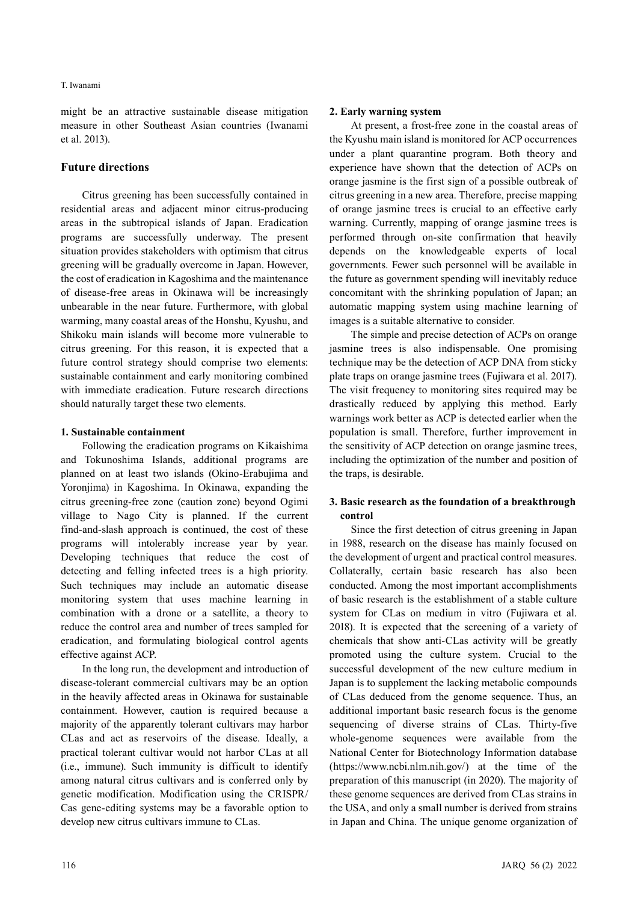might be an attractive sustainable disease mitigation measure in other Southeast Asian countries (Iwanami et al. 2013).

## Future directions

Citrus greening has been successfully contained in residential areas and adjacent minor citrus-producing areas in the subtropical islands of Japan. Eradication programs are successfully underway. The present situation provides stakeholders with optimism that citrus greening will be gradually overcome in Japan. However, the cost of eradication in Kagoshima and the maintenance of disease-free areas in Okinawa will be increasingly unbearable in the near future. Furthermore, with global warming, many coastal areas of the Honshu, Kyushu, and Shikoku main islands will become more vulnerable to citrus greening. For this reason, it is expected that a future control strategy should comprise two elements: sustainable containment and early monitoring combined with immediate eradication. Future research directions should naturally target these two elements.

### 1. Sustainable containment

Following the eradication programs on Kikaishima and Tokunoshima Islands, additional programs are planned on at least two islands (Okino-Erabujima and Yoronjima) in Kagoshima. In Okinawa, expanding the citrus greening-free zone (caution zone) beyond Ogimi village to Nago City is planned. If the current find-and-slash approach is continued, the cost of these programs will intolerably increase year by year. Developing techniques that reduce the cost of detecting and felling infected trees is a high priority. Such techniques may include an automatic disease monitoring system that uses machine learning in combination with a drone or a satellite, a theory to reduce the control area and number of trees sampled for eradication, and formulating biological control agents effective against ACP.

In the long run, the development and introduction of disease-tolerant commercial cultivars may be an option in the heavily affected areas in Okinawa for sustainable containment. However, caution is required because a majority of the apparently tolerant cultivars may harbor CLas and act as reservoirs of the disease. Ideally, a practical tolerant cultivar would not harbor CLas at all (i.e., immune). Such immunity is difficult to identify among natural citrus cultivars and is conferred only by genetic modification. Modification using the CRISPR/Cas gene-editing systems may be a favorable option to develop new citrus cultivars immune to CLas.

### 2. Early warning system

At present, a frost-free zone in the coastal areas of the Kyushu main island is monitored for ACP occurrences under a plant quarantine program. Both theory and experience have shown that the detection of ACPs on orange jasmine is the first sign of a possible outbreak of citrus greening in a new area. Therefore, precise mapping of orange jasmine trees is crucial to an effective early warning. Currently, mapping of orange jasmine trees is performed through on-site confirmation that heavily depends on the knowledgeable experts of local governments. Fewer such personnel will be available in the future as government spending will inevitably reduce concomitant with the shrinking population of Japan; an automatic mapping system using machine learning of images is a suitable alternative to consider.

The simple and precise detection of ACPs on orange jasmine trees is also indispensable. One promising technique may be the detection of ACP DNA from sticky plate traps on orange jasmine trees (Fujiwara et al. 2017). The visit frequency to monitoring sites required may be drastically reduced by applying this method. Early warnings work better as ACP is detected earlier when the population is small. Therefore, further improvement in the sensitivity of ACP detection on orange jasmine trees, including the optimization of the number and position of the traps, is desirable.

### 3. Basic research as the foundation of a breakthrough control

Since the first detection of citrus greening in Japan in 1988, research on the disease has mainly focused on the development of urgent and practical control measures. Collaterally, certain basic research has also been conducted. Among the most important accomplishments of basic research is the establishment of a stable culture system for CLas on medium in vitro (Fujiwara et al. 2018). It is expected that the screening of a variety of chemicals that show anti-CLas activity will be greatly promoted using the culture system. Crucial to the successful development of the new culture medium in Japan is to supplement the lacking metabolic compounds of CLas deduced from the genome sequence. Thus, an additional important basic research focus is the genome sequencing of diverse strains of CLas. Thirty-five whole-genome sequences were available from the National Center for Biotechnology Information database (https://www.ncbi.nlm.nih.gov/) at the time of the preparation of this manuscript (in 2020). The majority of these genome sequences are derived from CLas strains in the USA, and only a small number is derived from strains in Japan and China. The unique genome organization of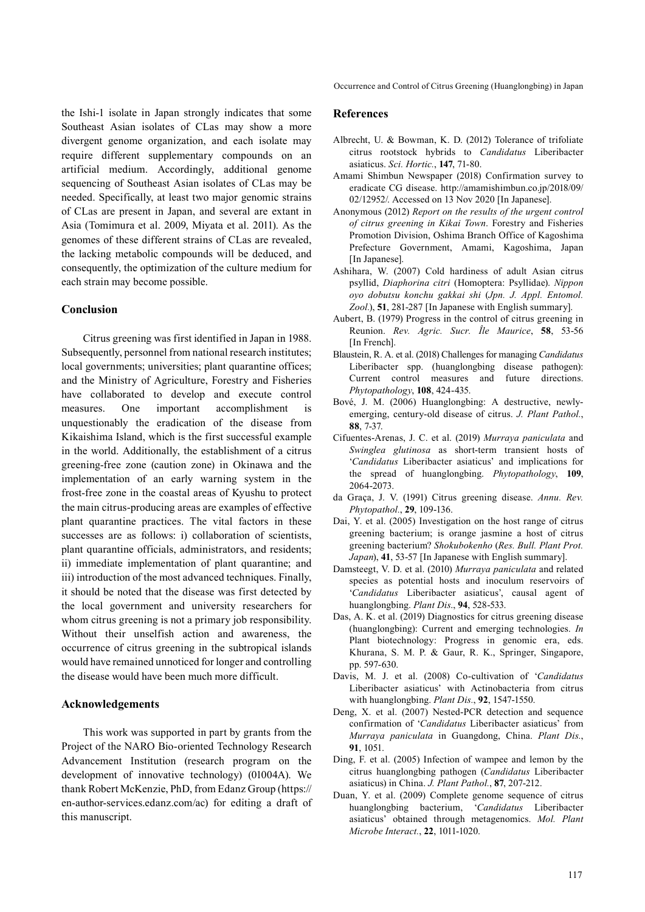the Ishi-1 isolate in Japan strongly indicates that some Southeast Asian isolates of CLas may show a more divergent genome organization, and each isolate may require different supplementary compounds on an artificial medium. Accordingly, additional genome sequencing of Southeast Asian isolates of CLas may be needed. Specifically, at least two major genomic strains of CLas are present in Japan, and several are extant in Asia (Tomimura et al. 2009, Miyata et al. 2011). As the genomes of these different strains of CLas are revealed, the lacking metabolic compounds will be deduced, and consequently, the optimization of the culture medium for each strain may become possible.

## Conclusion

Citrus greening was first identified in Japan in 1988. Subsequently, personnel from national research institutes; local governments; universities; plant quarantine offices; and the Ministry of Agriculture, Forestry and Fisheries have collaborated to develop and execute control measures. One important accomplishment is unquestionably the eradication of the disease from Kikaishima Island, which is the first successful example in the world. Additionally, the establishment of a citrus greening-free zone (caution zone) in Okinawa and the implementation of an early warning system in the frost-free zone in the coastal areas of Kyushu to protect the main citrus-producing areas are examples of effective plant quarantine practices. The vital factors in these successes are as follows: i) collaboration of scientists, plant quarantine officials, administrators, and residents; ii) immediate implementation of plant quarantine; and iii) introduction of the most advanced techniques. Finally, it should be noted that the disease was first detected by the local government and university researchers for whom citrus greening is not a primary job responsibility. Without their unselfish action and awareness, the occurrence of citrus greening in the subtropical islands would have remained unnoticed for longer and controlling the disease would have been much more difficult.

## Acknowledgements

This work was supported in part by grants from the Project of the NARO Bio-oriented Technology Research Advancement Institution (research program on the development of innovative technology) (01004A). We thank Robert McKenzie, PhD, from Edanz Group (https://en-author-services.edanz.com/ac) for editing a draft of this manuscript.

## References

Albrecht, U. & Bowman, K. D. (2012) Tolerance of trifoliate citrus rootstock hybrids to *Candidatus* Liberibacter asiaticus. *Sci. Hortic.*, **147**, 71-80.

Amami Shimbun Newspaper (2018) Confirmation survey to eradicate CG disease. http://amamishimbun.co.jp/2018/09/02/12952/. Accessed on 13 Nov 2020 [In Japanese].

Anonymous (2012) *Report on the results of the urgent control of citrus greening in Kikai Town*. Forestry and Fisheries Promotion Division, Oshima Branch Office of Kagoshima Prefecture Government, Amami, Kagoshima, Japan [In Japanese].

Ashihara, W. (2007) Cold hardiness of adult Asian citrus psyllid, *Diaphorina citri* (Homoptera: Psyllidae). *Nippon oyo dobutsu konchu gakkai shi* (*Jpn. J. Appl. Entomol. Zool.*), **51**, 281-287 [In Japanese with English summary].

Aubert, B. (1979) Progress in the control of citrus greening in Reunion. *Rev. Agric. Sucr. Île Maurice*, **58**, 53-56 [In French].

Blaustein, R. A. et al. (2018) Challenges for managing *Candidatus* Liberibacter spp. (huanglongbing disease pathogen): Current control measures and future directions. *Phytopathology*, **108**, 424-435.

Bové, J. M. (2006) Huanglongbing: A destructive, newly-emerging, century-old disease of citrus. *J. Plant Pathol.*, **88**, 7-37.

Cifuentes-Arenas, J. C. et al. (2019) *Murraya paniculata* and *Swinglea glutinosa* as short-term transient hosts of '*Candidatus* Liberibacter asiaticus' and implications for the spread of huanglongbing. *Phytopathology*, **109**, 2064-2073.

da Graça, J. V. (1991) Citrus greening disease. *Annu. Rev. Phytopathol.*, **29**, 109-136.

Dai, Y. et al. (2005) Investigation on the host range of citrus greening bacterium; is orange jasmine a host of citrus greening bacterium? *Shokubokenho* (*Res. Bull. Plant Prot. Japan*), **41**, 53-57 [In Japanese with English summary].

Damsteegt, V. D. et al. (2010) *Murraya paniculata* and related species as potential hosts and inoculum reservoirs of '*Candidatus* Liberibacter asiaticus', causal agent of huanglongbing. *Plant Dis*., **94**, 528-533.

Das, A. K. et al. (2019) Diagnostics for citrus greening disease (huanglongbing): Current and emerging technologies. *In* Plant biotechnology: Progress in genomic era, eds. Khurana, S. M. P. & Gaur, R. K., Springer, Singapore, pp. 597-630.

Davis, M. J. et al. (2008) Co-cultivation of '*Candidatus* Liberibacter asiaticus' with Actinobacteria from citrus with huanglongbing. *Plant Dis.*, **92**, 1547-1550.

Deng, X. et al. (2007) Nested-PCR detection and sequence confirmation of '*Candidatus* Liberibacter asiaticus' from *Murraya paniculata* in Guangdong, China. *Plant Dis.*, **91**, 1051.

Ding, F. et al. (2005) Infection of wampee and lemon by the citrus huanglongbing pathogen (*Candidatus* Liberibacter asiaticus) in China. *J. Plant Pathol.*, **87**, 207-212.

Duan, Y. et al. (2009) Complete genome sequence of citrus huanglongbing bacterium, '*Candidatus* Liberibacter asiaticus' obtained through metagenomics. *Mol. Plant Microbe Interact.*, **22**, 1011-1020.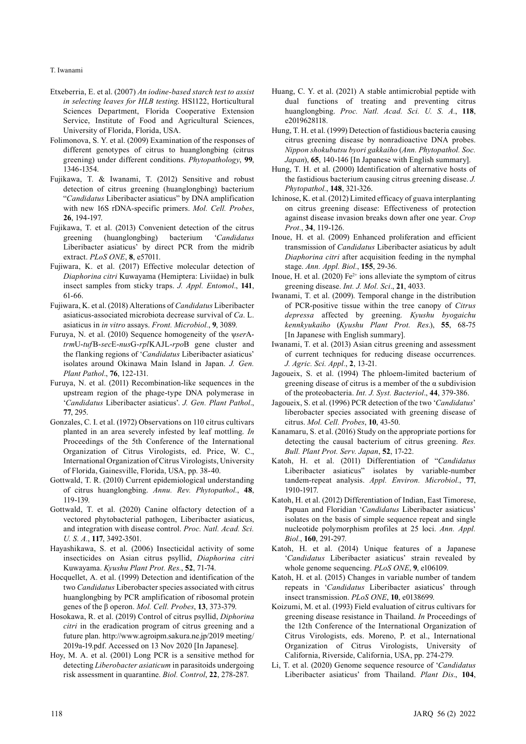Etxeberria, E. et al. (2007) *An iodine-based starch test to assist in selecting leaves for HLB testing*. HS1122, Horticultural Sciences Department, Florida Cooperative Extension Service, Institute of Food and Agricultural Sciences, University of Florida, Florida, USA.

Folimonova, S. Y. et al. (2009) Examination of the responses of different genotypes of citrus to huanglongbing (citrus greening) under different conditions. *Phytopathology*, **99**, 1346-1354.

Fujikawa, T. & Iwanami, T. (2012) Sensitive and robust detection of citrus greening (huanglongbing) bacterium "*Candidatus* Liberibacter asiaticus" by DNA amplification with new 16S rDNA-specific primers. *Mol. Cell. Probes*, **26**, 194-197.

Fujikawa, T. et al. (2013) Convenient detection of the citrus greening (huanglongbing) bacterium '*Candidatus* Liberibacter asiaticus' by direct PCR from the midrib extract. *PLoS ONE*, **8**, e57011.

Fujiwara, K. et al. (2017) Effective molecular detection of *Diaphorina citri* Kuwayama (Hemiptera: Liviidae) in bulk insect samples from sticky traps. *J. Appl. Entomol*., **141**, 61-66.

Fujiwara, K. et al. (2018) Alterations of *Candidatus* Liberibacter asiaticus-associated microbiota decrease survival of *Ca*. L. asiaticus in *in vitro* assays. *Front. Microbiol*., **9**, 3089.

Furuya, N. et al. (2010) Sequence homogeneity of the ψ*ser*A-*trm*U-*tuf*B-*sec*E-*nus*G-*rpl*KAJL-*rpo*B gene cluster and the flanking regions of '*Candidatus* Liberibacter asiaticus' isolates around Okinawa Main Island in Japan. *J. Gen. Plant Pathol*., **76**, 122-131.

Furuya, N. et al. (2011) Recombination-like sequences in the upstream region of the phage-type DNA polymerase in '*Candidatus* Liberibacter asiaticus'. *J. Gen. Plant Pathol*., **77**, 295.

Gonzales, C. I. et al. (1972) Observations on 110 citrus cultivars planted in an area severely infested by leaf mottling. *In* Proceedings of the 5th Conference of the International Organization of Citrus Virologists, ed. Price, W. C., International Organization of Citrus Virologists, University of Florida, Gainesville, Florida, USA, pp. 38-40.

Gottwald, T. R. (2010) Current epidemiological understanding of citrus huanglongbing. *Annu. Rev. Phytopathol*., **48**, 119-139.

Gottwald, T. et al. (2020) Canine olfactory detection of a vectored phytobacterial pathogen, Liberibacter asiaticus, and integration with disease control. *Proc. Natl. Acad. Sci. U. S. A*., **117**, 3492-3501.

Hayashikawa, S. et al. (2006) Insecticidal activity of some insecticides on Asian citrus psyllid, *Diaphorina citri* Kuwayama. *Kyushu Plant Prot. Res.*, **52**, 71-74.

Hocquellet, A. et al. (1999) Detection and identification of the two *Candidatus* Liberobacter species associated with citrus huanglongbing by PCR amplification of ribosomal protein genes of the β operon. *Mol. Cell. Probes*, **13**, 373-379.

Hosokawa, R. et al. (2019) Control of citrus psyllid, *Diphorina citri* in the eradication program of citrus greening and a future plan. http://www.agroipm.sakura.ne.jp/2019 meeting/2019a-19.pdf. Accessed on 13 Nov 2020 [In Japanese].

Hoy, M. A. et al. (2001) Long PCR is a sensitive method for detecting *Liberobacter asiaticum* in parasitoids undergoing risk assessment in quarantine. *Biol. Control*, **22**, 278-287.

Huang, C. Y. et al. (2021) A stable antimicrobial peptide with dual functions of treating and preventing citrus huanglongbing. *Proc. Natl. Acad. Sci. U. S. A*., **118**, e2019628118.

Hung, T. H. et al. (1999) Detection of fastidious bacteria causing citrus greening disease by nonradioactive DNA probes. *Nippon shokubutsu byori gakkaiho* (*Ann. Phytopathol. Soc. Japan*), **65**, 140-146 [In Japanese with English summary].

Hung, T. H. et al. (2000) Identification of alternative hosts of the fastidious bacterium causing citrus greening disease. *J. Phytopathol*., **148**, 321-326.

Ichinose, K. et al. (2012) Limited efficacy of guava interplanting on citrus greening disease: Effectiveness of protection against disease invasion breaks down after one year. *Crop Prot*., **34**, 119-126.

Inoue, H. et al. (2009) Enhanced proliferation and efficient transmission of *Candidatus* Liberibacter asiaticus by adult *Diaphorina citri* after acquisition feeding in the nymphal stage. *Ann. Appl. Biol*., **155**, 29-36.

Inoue, H. et al. (2020) $Fe^{2+}$ ions alleviate the symptom of citrus greening disease. *Int. J. Mol. Sci*., **21**, 4033.

Iwanami, T. et al. (2009). Temporal change in the distribution of PCR-positive tissue within the tree canopy of *Citrus depressa* affected by greening. *Kyushu byogaichu kennkyukaiho* (*Kyushu Plant Prot. Res*.), **55**, 68-75 [In Japanese with English summary].

Iwanami, T. et al. (2013) Asian citrus greening and assessment of current techniques for reducing disease occurrences. *J. Agric. Sci. Appl*., **2**, 13-21.

Jagoueix, S. et al. (1994) The phloem-limited bacterium of greening disease of citrus is a member of the α subdivision of the proteobacteria. *Int. J. Syst. Bacteriol*., **44**, 379-386.

Jagoueix, S. et al. (1996) PCR detection of the two '*Candidatus*' liberobacter species associated with greening disease of citrus. *Mol. Cell. Probes*, **10**, 43-50.

Kanamaru, S. et al. (2016) Study on the appropriate portions for detecting the causal bacterium of citrus greening. *Res. Bull. Plant Prot. Serv. Japan*, **52**, 17-22.

Katoh, H. et al. (2011) Differentiation of "*Candidatus* Liberibacter asiaticus" isolates by variable-number tandem-repeat analysis. *Appl. Environ. Microbiol*., **77**, 1910-1917.

Katoh, H. et al. (2012) Differentiation of Indian, East Timorese, Papuan and Floridian '*Candidatus* Liberibacter asiaticus' isolates on the basis of simple sequence repeat and single nucleotide polymorphism profiles at 25 loci. *Ann. Appl. Biol*., **160**, 291-297.

Katoh, H. et al. (2014) Unique features of a Japanese '*Candidatus* Liberibacter asiaticus' strain revealed by whole genome sequencing. *PLoS ONE*, **9**, e106109.

Katoh, H. et al. (2015) Changes in variable number of tandem repeats in '*Candidatus* Liberibacter asiaticus' through insect transmission. *PLoS ONE*, **10**, e0138699.

Koizumi, M. et al. (1993) Field evaluation of citrus cultivars for greening disease resistance in Thailand. *In* Proceedings of the 12th Conference of the International Organization of Citrus Virologists, eds. Moreno, P. et al., International Organization of Citrus Virologists, University of California, Riverside, California, USA, pp. 274-279.

Li, T. et al. (2020) Genome sequence resource of '*Candidatus* Liberibacter asiaticus' from Thailand. *Plant Dis*., **104**,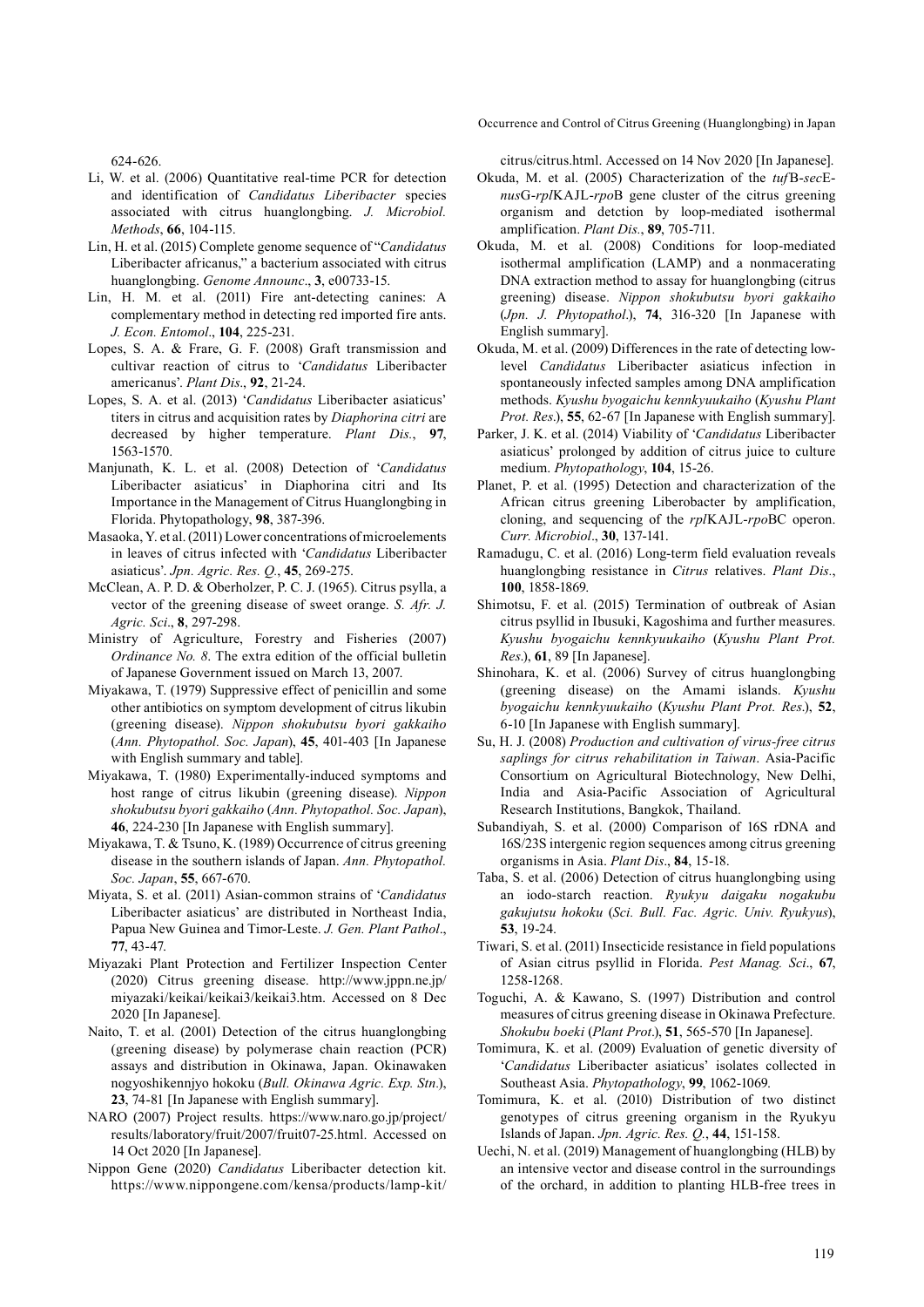624-626.

Li, W. et al. (2006) Quantitative real-time PCR for detection and identification of *Candidatus Liberibacter* species associated with citrus huanglongbing. *J. Microbiol. Methods*, **66**, 104-115.

Lin, H. et al. (2015) Complete genome sequence of "*Candidatus* Liberibacter africanus," a bacterium associated with citrus huanglongbing. *Genome Announc*., **3**, e00733-15.

Lin, H. M. et al. (2011) Fire ant-detecting canines: A complementary method in detecting red imported fire ants. *J. Econ. Entomol*., **104**, 225-231.

Lopes, S. A. & Frare, G. F. (2008) Graft transmission and cultivar reaction of citrus to '*Candidatus* Liberibacter americanus'. *Plant Dis*., **92**, 21-24.

Lopes, S. A. et al. (2013) '*Candidatus* Liberibacter asiaticus' titers in citrus and acquisition rates by *Diaphorina citri* are decreased by higher temperature. *Plant Dis.*, **97**, 1563-1570.

Manjunath, K. L. et al. (2008) Detection of '*Candidatus* Liberibacter asiaticus' in Diaphorina citri and Its Importance in the Management of Citrus Huanglongbing in Florida. Phytopathology, **98**, 387-396.

Masaoka, Y. et al. (2011) Lower concentrations of microelements in leaves of citrus infected with '*Candidatus* Liberibacter asiaticus'. *Jpn. Agric. Res. Q*., **45**, 269-275.

McClean, A. P. D. & Oberholzer, P. C. J. (1965). Citrus psylla, a vector of the greening disease of sweet orange. *S. Afr. J. Agric. Sci*., **8**, 297-298.

Ministry of Agriculture, Forestry and Fisheries (2007) *Ordinance No. 8*. The extra edition of the official bulletin of Japanese Government issued on March 13, 2007.

Miyakawa, T. (1979) Suppressive effect of penicillin and some other antibiotics on symptom development of citrus likubin (greening disease). *Nippon shokubutsu byori gakkaiho* (*Ann. Phytopathol. Soc. Japan*), **45**, 401-403 [In Japanese with English summary and table].

Miyakawa, T. (1980) Experimentally-induced symptoms and host range of citrus likubin (greening disease). *Nippon shokubutsu byori gakkaiho* (*Ann. Phytopathol. Soc. Japan*), **46**, 224-230 [In Japanese with English summary].

Miyakawa, T. & Tsuno, K. (1989) Occurrence of citrus greening disease in the southern islands of Japan. *Ann. Phytopathol. Soc. Japan*, **55**, 667-670.

Miyata, S. et al. (2011) Asian-common strains of '*Candidatus* Liberibacter asiaticus' are distributed in Northeast India, Papua New Guinea and Timor-Leste. *J. Gen. Plant Pathol*., **77**, 43-47.

Miyazaki Plant Protection and Fertilizer Inspection Center (2020) Citrus greening disease. http://www.jppn.ne.jp/miyazaki/keikai/keikai3/keikai3.htm. Accessed on 8 Dec 2020 [In Japanese].

Naito, T. et al. (2001) Detection of the citrus huanglongbing (greening disease) by polymerase chain reaction (PCR) assays and distribution in Okinawa, Japan. Okinawaken nogyoshikennjyo hokoku (*Bull. Okinawa Agric. Exp. Stn*.), **23**, 74-81 [In Japanese with English summary].

NARO (2007) Project results. https://www.naro.go.jp/project/results/laboratory/fruit/2007/fruit07-25.html. Accessed on 14 Oct 2020 [In Japanese].

Nippon Gene (2020) *Candidatus* Liberibacter detection kit. https://www.nippongene.com/kensa/products/lamp-kit/citrus/citrus.html. Accessed on 14 Nov 2020 [In Japanese].

Okuda, M. et al. (2005) Characterization of the *tuf*B-*sec*E-*nus*G-*rpl*KAJL-*rpo*B gene cluster of the citrus greening organism and detction by loop-mediated isothermal amplification. *Plant Dis*., **89**, 705-711.

Okuda, M. et al. (2008) Conditions for loop-mediated isothermal amplification (LAMP) and a nonmacerating DNA extraction method to assay for huanglongbing (citrus greening) disease. *Nippon shokubutsu byori gakkaiho* (*Jpn. J. Phytopathol*.), **74**, 316-320 [In Japanese with English summary].

Okuda, M. et al. (2009) Differences in the rate of detecting low-level *Candidatus* Liberibacter asiaticus infection in spontaneously infected samples among DNA amplification methods. *Kyushu byogaichu kennkyuukaiho* (*Kyushu Plant Prot. Res*.), **55**, 62-67 [In Japanese with English summary].

Parker, J. K. et al. (2014) Viability of '*Candidatus* Liberibacter asiaticus' prolonged by addition of citrus juice to culture medium. *Phytopathology*, **104**, 15-26.

Planet, P. et al. (1995) Detection and characterization of the African citrus greening Liberobacter by amplification, cloning, and sequencing of the *rpl*KAJL-*rpo*BC operon. *Curr. Microbiol*., **30**, 137-141.

Ramadugu, C. et al. (2016) Long-term field evaluation reveals huanglongbing resistance in *Citrus* relatives. *Plant Dis*., **100**, 1858-1869.

Shimotsu, F. et al. (2015) Termination of outbreak of Asian citrus psyllid in Ibusuki, Kagoshima and further measures. *Kyushu byogaichu kennkyuukaiho* (*Kyushu Plant Prot. Res*.), **61**, 89 [In Japanese].

Shinohara, K. et al. (2006) Survey of citrus huanglongbing (greening disease) on the Amami islands. *Kyushu byogaichu kennkyuukaiho* (*Kyushu Plant Prot. Res*.), **52**, 6-10 [In Japanese with English summary].

Su, H. J. (2008) *Production and cultivation of virus-free citrus saplings for citrus rehabilitation in Taiwan*. Asia-Pacific Consortium on Agricultural Biotechnology, New Delhi, India and Asia-Pacific Association of Agricultural Research Institutions, Bangkok, Thailand.

Subandiyah, S. et al. (2000) Comparison of 16S rDNA and 16S/23S intergenic region sequences among citrus greening organisms in Asia. *Plant Dis*., **84**, 15-18.

Taba, S. et al. (2006) Detection of citrus huanglongbing using an iodo-starch reaction. *Ryukyu daigaku nogakubu gakujutsu hokoku* (*Sci. Bull. Fac. Agric. Univ. Ryukyus*), **53**, 19-24.

Tiwari, S. et al. (2011) Insecticide resistance in field populations of Asian citrus psyllid in Florida. *Pest Manag. Sci*., **67**, 1258-1268.

Toguchi, A. & Kawano, S. (1997) Distribution and control measures of citrus greening disease in Okinawa Prefecture. *Shokubu boeki* (*Plant Prot*.), **51**, 565-570 [In Japanese].

Tomimura, K. et al. (2009) Evaluation of genetic diversity of '*Candidatus* Liberibacter asiaticus' isolates collected in Southeast Asia. *Phytopathology*, **99**, 1062-1069.

Tomimura, K. et al. (2010) Distribution of two distinct genotypes of citrus greening organism in the Ryukyu Islands of Japan. *Jpn. Agric. Res. Q*., **44**, 151-158.

Uechi, N. et al. (2019) Management of huanglongbing (HLB) by an intensive vector and disease control in the surroundings of the orchard, in addition to planting HLB-free trees in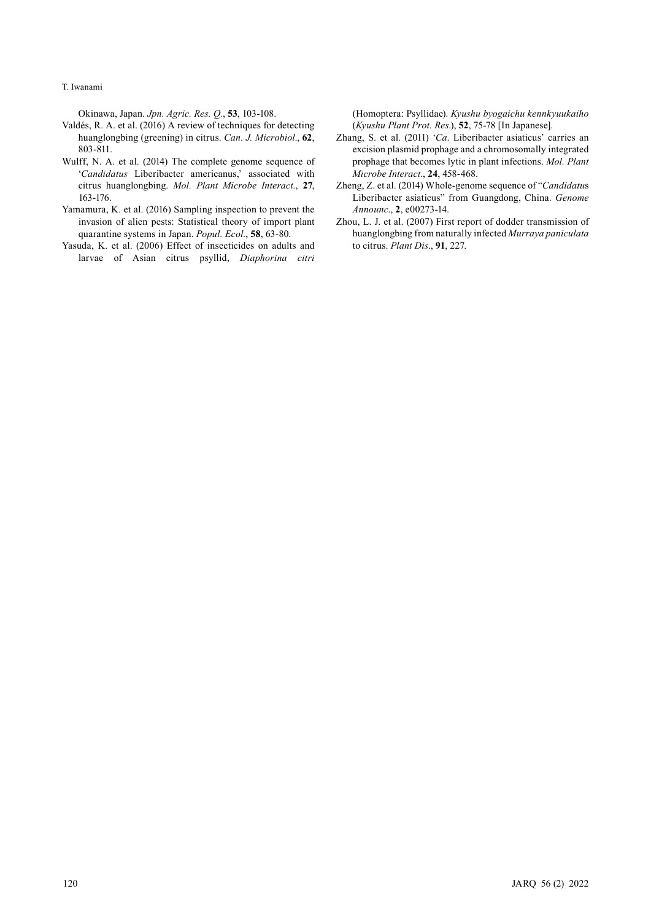Okinawa, Japan. *Jpn. Agric. Res. Q.*, **53**, 103-108.

Valdés, R. A. et al. (2016) A review of techniques for detecting huanglongbing (greening) in citrus. *Can. J. Microbiol*., **62**, 803-811.

Wulff, N. A. et al. (2014) The complete genome sequence of '*Candidatus* Liberibacter americanus,' associated with citrus huanglongbing. *Mol. Plant Microbe Interact.*, **27**, 163-176.

Yamamura, K. et al. (2016) Sampling inspection to prevent the invasion of alien pests: Statistical theory of import plant quarantine systems in Japan. *Popul. Ecol*., **58**, 63-80.

Yasuda, K. et al. (2006) Effect of insecticides on adults and larvae of Asian citrus psyllid, *Diaphorina citri* (Homoptera: Psyllidae). *Kyushu byogaichu kennkyuukaiho* (*Kyushu Plant Prot. Res.*), **52**, 75-78 [In Japanese].

Zhang, S. et al. (2011) '*Ca*. Liberibacter asiaticus' carries an excision plasmid prophage and a chromosomally integrated prophage that becomes lytic in plant infections. *Mol. Plant Microbe Interact*., **24**, 458-468.

Zheng, Z. et al. (2014) Whole-genome sequence of "*Candidatu*s Liberibacter asiaticus" from Guangdong, China. *Genome Announc*., **2**, e00273-14.

Zhou, L. J. et al. (2007) First report of dodder transmission of huanglongbing from naturally infected *Murraya paniculata* to citrus. *Plant Dis*., **91**, 227.